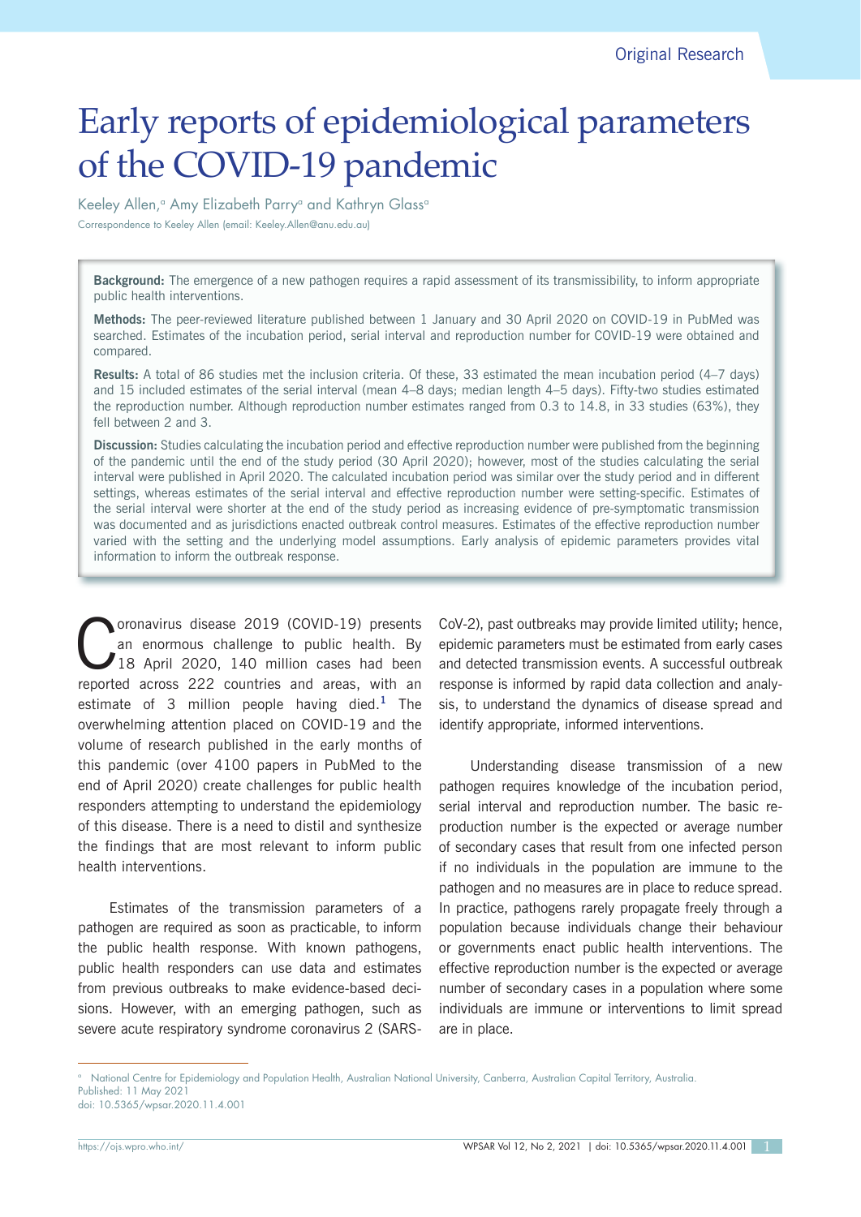Original Research

# Early reports of epidemiological parameters of the COVID-19 pandemic

Keeley Allen,[a] Amy Elizabeth Parry[a] and Kathryn Glass[a]

Correspondence to Keeley Allen (email: Keeley.Allen@anu.edu.au)

**Background:** The emergence of a new pathogen requires a rapid assessment of its transmissibility, to inform appropriate public health interventions.

**Methods:** The peer-reviewed literature published between 1 January and 30 April 2020 on COVID-19 in PubMed was searched. Estimates of the incubation period, serial interval and reproduction number for COVID-19 were obtained and compared.

**Results:** A total of 86 studies met the inclusion criteria. Of these, 33 estimated the mean incubation period (4–7 days) and 15 included estimates of the serial interval (mean 4–8 days; median length 4–5 days). Fifty-two studies estimated the reproduction number. Although reproduction number estimates ranged from 0.3 to 14.8, in 33 studies (63%), they fell between 2 and 3.

**Discussion:** Studies calculating the incubation period and effective reproduction number were published from the beginning of the pandemic until the end of the study period (30 April 2020); however, most of the studies calculating the serial interval were published in April 2020. The calculated incubation period was similar over the study period and in different settings, whereas estimates of the serial interval and effective reproduction number were setting-specific. Estimates of the serial interval were shorter at the end of the study period as increasing evidence of pre-symptomatic transmission was documented and as jurisdictions enacted outbreak control measures. Estimates of the effective reproduction number varied with the setting and the underlying model assumptions. Early analysis of epidemic parameters provides vital information to inform the outbreak response.

Coronavirus disease 2019 (COVID-19) presents an enormous challenge to public health. By 18 April 2020, 140 million cases had been reported across 222 countries and areas, with an estimate of 3 million people having died.[1] The overwhelming attention placed on COVID-19 and the volume of research published in the early months of this pandemic (over 4100 papers in PubMed to the end of April 2020) create challenges for public health responders attempting to understand the epidemiology of this disease. There is a need to distil and synthesize the findings that are most relevant to inform public health interventions.

Estimates of the transmission parameters of a pathogen are required as soon as practicable, to inform the public health response. With known pathogens, public health responders can use data and estimates from previous outbreaks to make evidence-based decisions. However, with an emerging pathogen, such as severe acute respiratory syndrome coronavirus 2 (SARS-CoV-2), past outbreaks may provide limited utility; hence, epidemic parameters must be estimated from early cases and detected transmission events. A successful outbreak response is informed by rapid data collection and analysis, to understand the dynamics of disease spread and identify appropriate, informed interventions.

Understanding disease transmission of a new pathogen requires knowledge of the incubation period, serial interval and reproduction number. The basic reproduction number is the expected or average number of secondary cases that result from one infected person if no individuals in the population are immune to the pathogen and no measures are in place to reduce spread. In practice, pathogens rarely propagate freely through a population because individuals change their behaviour or governments enact public health interventions. The effective reproduction number is the expected or average number of secondary cases in a population where some individuals are immune or interventions to limit spread are in place.

[a] National Centre for Epidemiology and Population Health, Australian National University, Canberra, Australian Capital Territory, Australia.
Published: 11 May 2021
doi: 10.5365/wpsar.2020.11.4.001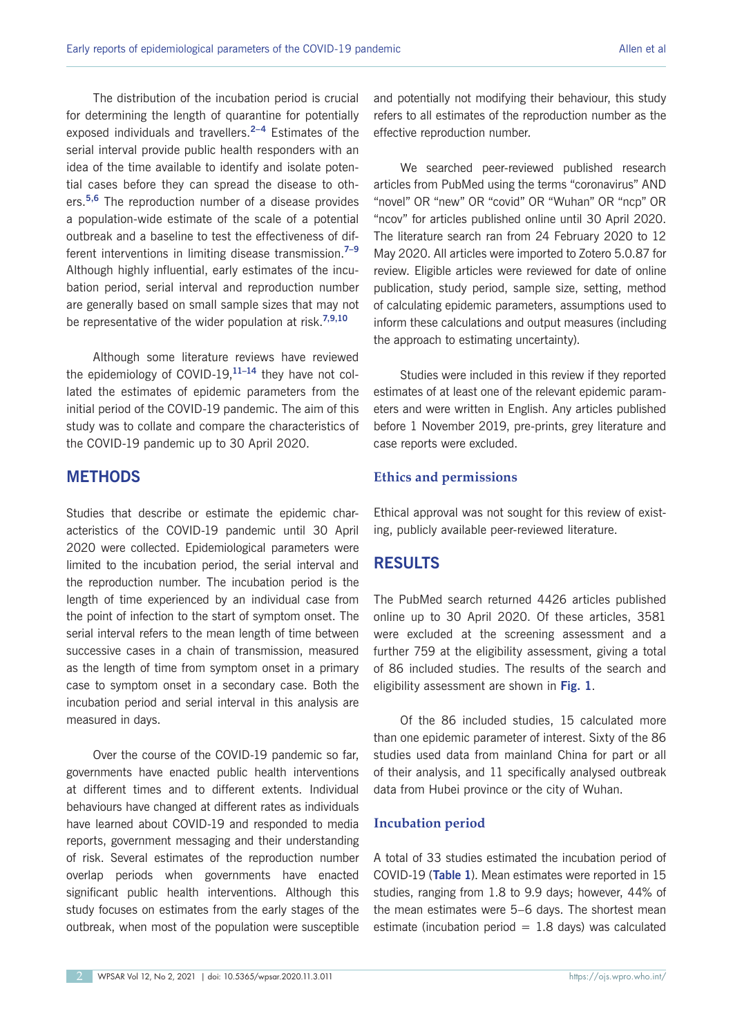The distribution of the incubation period is crucial for determining the length of quarantine for potentially exposed individuals and travellers.[2–4] Estimates of the serial interval provide public health responders with an idea of the time available to identify and isolate potential cases before they can spread the disease to others.[5,6] The reproduction number of a disease provides a population-wide estimate of the scale of a potential outbreak and a baseline to test the effectiveness of different interventions in limiting disease transmission.[7–9] Although highly influential, early estimates of the incubation period, serial interval and reproduction number are generally based on small sample sizes that may not be representative of the wider population at risk.[7,9,10]

Although some literature reviews have reviewed the epidemiology of COVID-19,[11–14] they have not collated the estimates of epidemic parameters from the initial period of the COVID-19 pandemic. The aim of this study was to collate and compare the characteristics of the COVID-19 pandemic up to 30 April 2020.

## METHODS

Studies that describe or estimate the epidemic characteristics of the COVID-19 pandemic until 30 April 2020 were collected. Epidemiological parameters were limited to the incubation period, the serial interval and the reproduction number. The incubation period is the length of time experienced by an individual case from the point of infection to the start of symptom onset. The serial interval refers to the mean length of time between successive cases in a chain of transmission, measured as the length of time from symptom onset in a primary case to symptom onset in a secondary case. Both the incubation period and serial interval in this analysis are measured in days.

Over the course of the COVID-19 pandemic so far, governments have enacted public health interventions at different times and to different extents. Individual behaviours have changed at different rates as individuals have learned about COVID-19 and responded to media reports, government messaging and their understanding of risk. Several estimates of the reproduction number overlap periods when governments have enacted significant public health interventions. Although this study focuses on estimates from the early stages of the outbreak, when most of the population were susceptible and potentially not modifying their behaviour, this study refers to all estimates of the reproduction number as the effective reproduction number.

We searched peer-reviewed published research articles from PubMed using the terms "coronavirus" AND "novel" OR "new" OR "covid" OR "Wuhan" OR "ncp" OR "ncov" for articles published online until 30 April 2020. The literature search ran from 24 February 2020 to 12 May 2020. All articles were imported to Zotero 5.0.87 for review. Eligible articles were reviewed for date of online publication, study period, sample size, setting, method of calculating epidemic parameters, assumptions used to inform these calculations and output measures (including the approach to estimating uncertainty).

Studies were included in this review if they reported estimates of at least one of the relevant epidemic parameters and were written in English. Any articles published before 1 November 2019, pre-prints, grey literature and case reports were excluded.

### Ethics and permissions

Ethical approval was not sought for this review of existing, publicly available peer-reviewed literature.

## RESULTS

The PubMed search returned 4426 articles published online up to 30 April 2020. Of these articles, 3581 were excluded at the screening assessment and a further 759 at the eligibility assessment, giving a total of 86 included studies. The results of the search and eligibility assessment are shown in **Fig. 1**.

Of the 86 included studies, 15 calculated more than one epidemic parameter of interest. Sixty of the 86 studies used data from mainland China for part or all of their analysis, and 11 specifically analysed outbreak data from Hubei province or the city of Wuhan.

### Incubation period

A total of 33 studies estimated the incubation period of COVID-19 (**Table 1**). Mean estimates were reported in 15 studies, ranging from 1.8 to 9.9 days; however, 44% of the mean estimates were 5–6 days. The shortest mean estimate (incubation period = 1.8 days) was calculated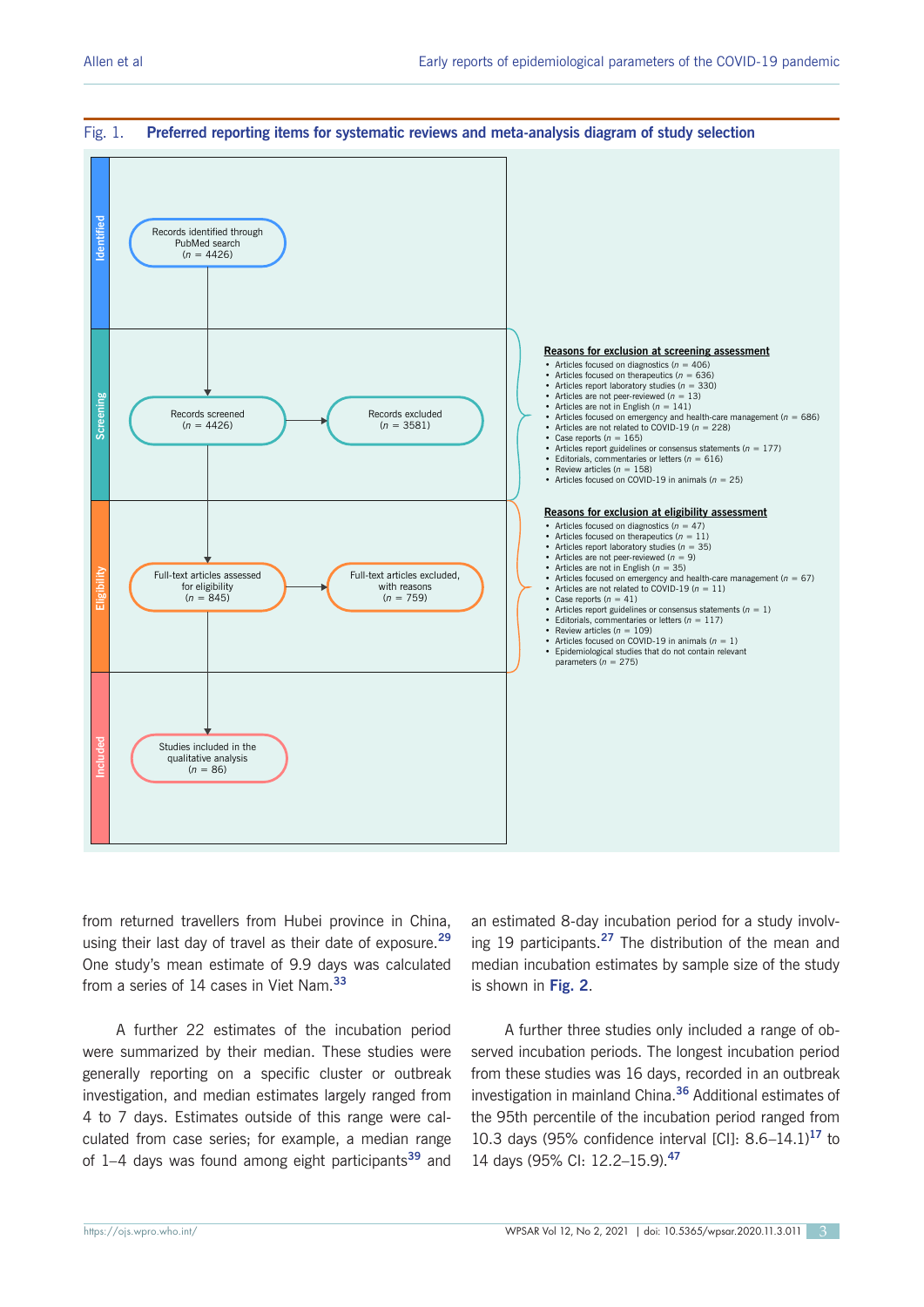Fig. 1. **Preferred reporting items for systematic reviews and meta-analysis diagram of study selection**

**Identified**

Records identified through PubMed search (*n* = 4426)

**Screening**

Records screened (*n* = 4426) → Records excluded (*n* = 3581)

**Reasons for exclusion at screening assessment**

- Articles focused on diagnostics (*n* = 406)
- Articles focused on therapeutics (*n* = 636)
- Articles report laboratory studies (*n* = 330)
- Articles are not peer-reviewed (*n* = 13)
- Articles are not in English (*n* = 141)
- Articles focused on emergency and health-care management (*n* = 686)
- Articles are not related to COVID-19 (*n* = 228)
- Case reports (*n* = 165)
- Articles report guidelines or consensus statements (*n* = 177)
- Editorials, commentaries or letters (*n* = 616)
- Review articles (*n* = 158)
- Articles focused on COVID-19 in animals (*n* = 25)

**Eligibility**

Full-text articles assessed for eligibility (*n* = 845) → Full-text articles excluded, with reasons (*n* = 759)

**Reasons for exclusion at eligibility assessment**

- Articles focused on diagnostics (*n* = 47)
- Articles focused on therapeutics (*n* = 11)
- Articles report laboratory studies (*n* = 35)
- Articles are not peer-reviewed (*n* = 9)
- Articles are not in English (*n* = 35)
- Articles focused on emergency and health-care management (*n* = 67)
- Articles are not related to COVID-19 (*n* = 11)
- Case reports (*n* = 41)
- Articles report guidelines or consensus statements (*n* = 1)
- Editorials, commentaries or letters (*n* = 117)
- Review articles (*n* = 109)
- Articles focused on COVID-19 in animals (*n* = 1)
- Epidemiological studies that do not contain relevant parameters (*n* = 275)

**Included**

Studies included in the qualitative analysis (*n* = 86)

from returned travellers from Hubei province in China, using their last day of travel as their date of exposure.[29] One study's mean estimate of 9.9 days was calculated from a series of 14 cases in Viet Nam.[33]

A further 22 estimates of the incubation period were summarized by their median. These studies were generally reporting on a specific cluster or outbreak investigation, and median estimates largely ranged from 4 to 7 days. Estimates outside of this range were calculated from case series; for example, a median range of 1–4 days was found among eight participants[39] and an estimated 8-day incubation period for a study involving 19 participants.[27] The distribution of the mean and median incubation estimates by sample size of the study is shown in **Fig. 2**.

A further three studies only included a range of observed incubation periods. The longest incubation period from these studies was 16 days, recorded in an outbreak investigation in mainland China.[36] Additional estimates of the 95th percentile of the incubation period ranged from 10.3 days (95% confidence interval [CI]: 8.6–14.1)[17] to 14 days (95% CI: 12.2–15.9).[47]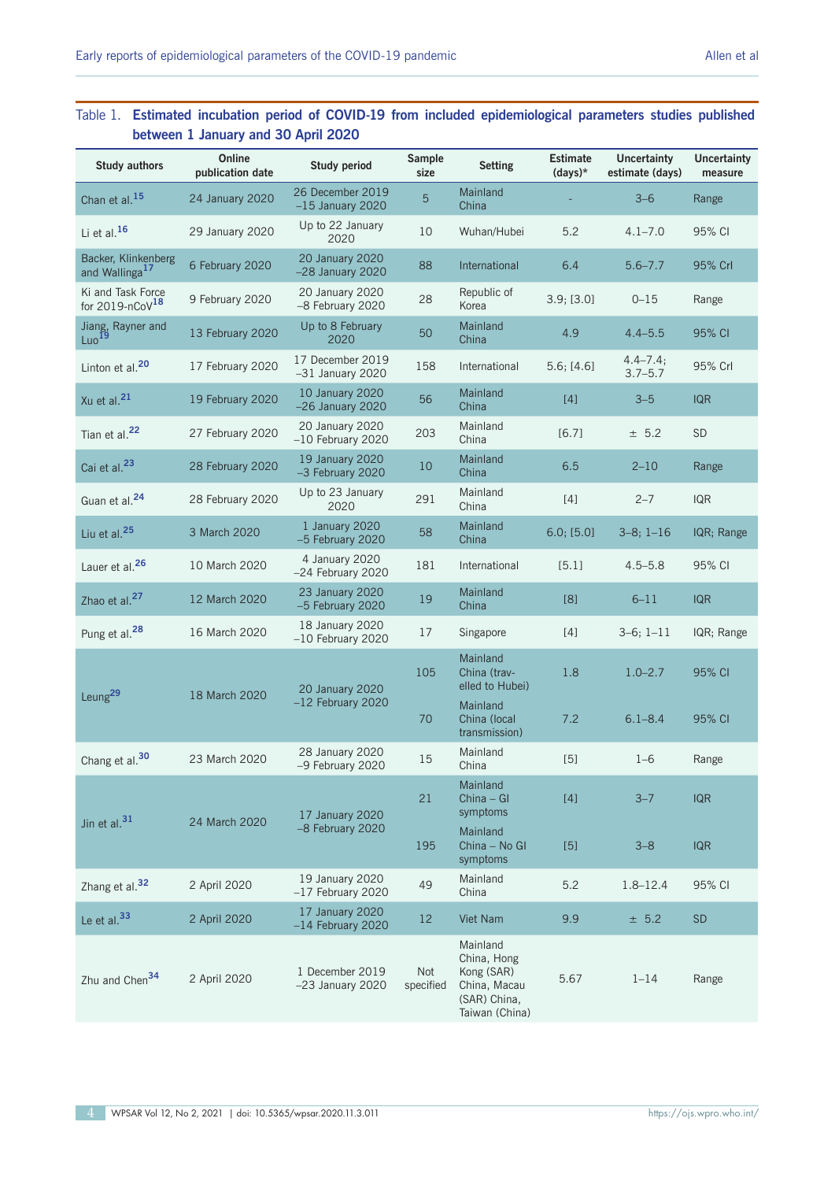Table 1. **Estimated incubation period of COVID-19 from included epidemiological parameters studies published between 1 January and 30 April 2020**

| Study authors | Online publication date | Study period | Sample size | Setting | Estimate (days)* | Uncertainty estimate (days) | Uncertainty measure |
|---|---|---|---|---|---|---|---|
| Chan et al.[15] | 24 January 2020 | 26 December 2019 –15 January 2020 | 5 | Mainland China | - | 3–6 | Range |
| Li et al.[16] | 29 January 2020 | Up to 22 January 2020 | 10 | Wuhan/Hubei | 5.2 | 4.1–7.0 | 95% CI |
| Backer, Klinkenberg and Wallinga[17] | 6 February 2020 | 20 January 2020 –28 January 2020 | 88 | International | 6.4 | 5.6–7.7 | 95% CrI |
| Ki and Task Force for 2019-nCoV[18] | 9 February 2020 | 20 January 2020 –8 February 2020 | 28 | Republic of Korea | 3.9; [3.0] | 0–15 | Range |
| Jiang, Rayner and Luo[19] | 13 February 2020 | Up to 8 February 2020 | 50 | Mainland China | 4.9 | 4.4–5.5 | 95% CI |
| Linton et al.[20] | 17 February 2020 | 17 December 2019 –31 January 2020 | 158 | International | 5.6; [4.6] | 4.4–7.4; 3.7–5.7 | 95% CrI |
| Xu et al.[21] | 19 February 2020 | 10 January 2020 –26 January 2020 | 56 | Mainland China | [4] | 3–5 | IQR |
| Tian et al.[22] | 27 February 2020 | 20 January 2020 –10 February 2020 | 203 | Mainland China | [6.7] | ± 5.2 | SD |
| Cai et al.[23] | 28 February 2020 | 19 January 2020 –3 February 2020 | 10 | Mainland China | 6.5 | 2–10 | Range |
| Guan et al.[24] | 28 February 2020 | Up to 23 January 2020 | 291 | Mainland China | [4] | 2–7 | IQR |
| Liu et al.[25] | 3 March 2020 | 1 January 2020 –5 February 2020 | 58 | Mainland China | 6.0; [5.0] | 3–8; 1–16 | IQR; Range |
| Lauer et al.[26] | 10 March 2020 | 4 January 2020 –24 February 2020 | 181 | International | [5.1] | 4.5–5.8 | 95% CI |
| Zhao et al.[27] | 12 March 2020 | 23 January 2020 –5 February 2020 | 19 | Mainland China | [8] | 6–11 | IQR |
| Pung et al.[28] | 16 March 2020 | 18 January 2020 –10 February 2020 | 17 | Singapore | [4] | 3–6; 1–11 | IQR; Range |
| Leung[29] | 18 March 2020 | 20 January 2020 –12 February 2020 | 105 | Mainland China (travelled to Hubei) | 1.8 | 1.0–2.7 | 95% CI |
| | | | 70 | Mainland China (local transmission) | 7.2 | 6.1–8.4 | 95% CI |
| Chang et al.[30] | 23 March 2020 | 28 January 2020 –9 February 2020 | 15 | Mainland China | [5] | 1–6 | Range |
| Jin et al.[31] | 24 March 2020 | 17 January 2020 –8 February 2020 | 21 | Mainland China – GI symptoms | [4] | 3–7 | IQR |
| | | | 195 | Mainland China – No GI symptoms | [5] | 3–8 | IQR |
| Zhang et al.[32] | 2 April 2020 | 19 January 2020 –17 February 2020 | 49 | Mainland China | 5.2 | 1.8–12.4 | 95% CI |
| Le et al.[33] | 2 April 2020 | 17 January 2020 –14 February 2020 | 12 | Viet Nam | 9.9 | ± 5.2 | SD |
| Zhu and Chen[34] | 2 April 2020 | 1 December 2019 –23 January 2020 | Not specified | Mainland China, Hong Kong (SAR) China, Macau (SAR) China, Taiwan (China) | 5.67 | 1–14 | Range |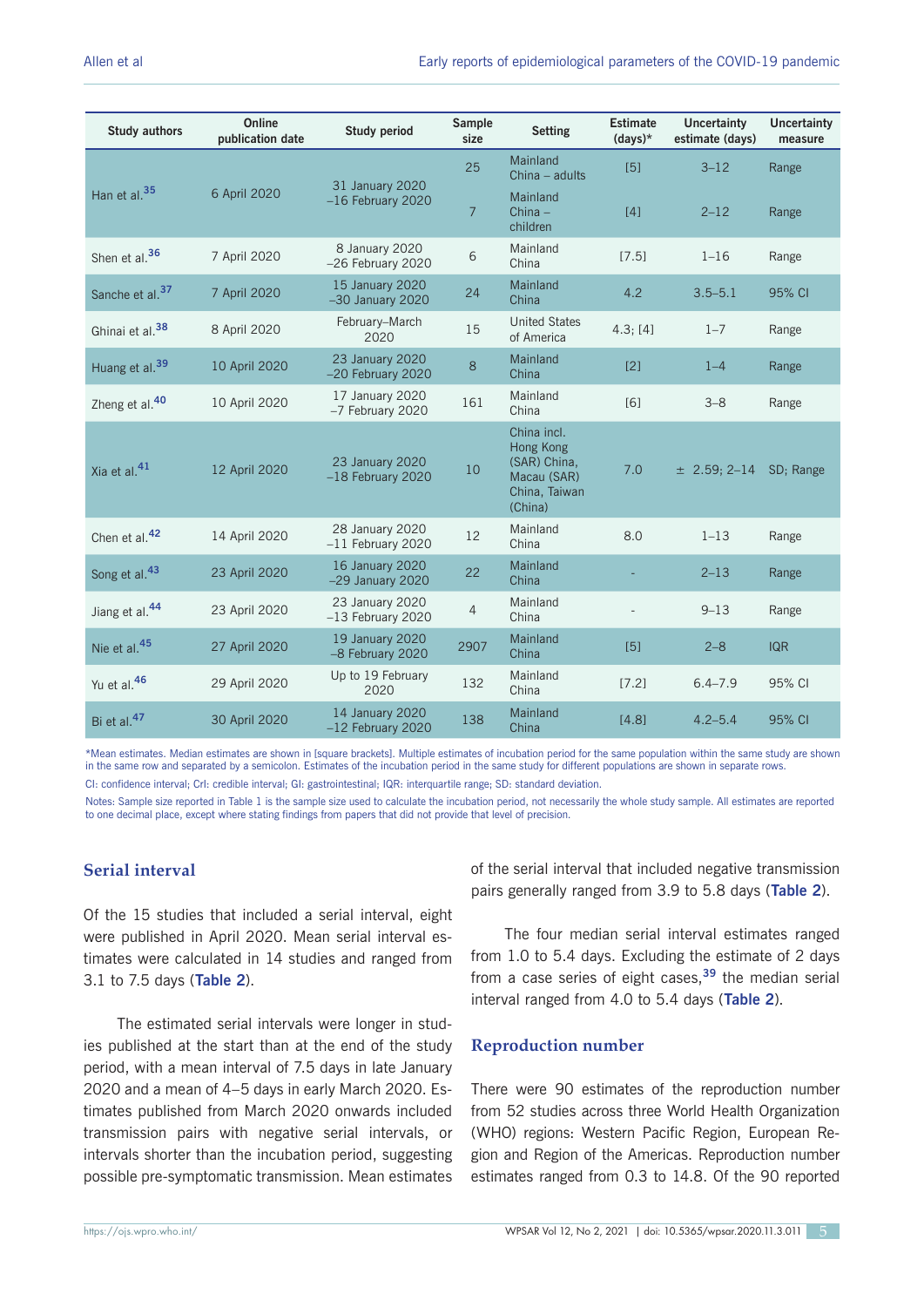| Study authors | Online publication date | Study period | Sample size | Setting | Estimate (days)* | Uncertainty estimate (days) | Uncertainty measure |
|---|---|---|---|---|---|---|---|
| Han et al.[35] | 6 April 2020 | 31 January 2020 –16 February 2020 | 25 | Mainland China – adults | [5] | 3–12 | Range |
| | | | 7 | Mainland China – children | [4] | 2–12 | Range |
| Shen et al.[36] | 7 April 2020 | 8 January 2020 –26 February 2020 | 6 | Mainland China | [7.5] | 1–16 | Range |
| Sanche et al.[37] | 7 April 2020 | 15 January 2020 –30 January 2020 | 24 | Mainland China | 4.2 | 3.5–5.1 | 95% CI |
| Ghinai et al.[38] | 8 April 2020 | February–March 2020 | 15 | United States of America | 4.3; [4] | 1–7 | Range |
| Huang et al.[39] | 10 April 2020 | 23 January 2020 –20 February 2020 | 8 | Mainland China | [2] | 1–4 | Range |
| Zheng et al.[40] | 10 April 2020 | 17 January 2020 –7 February 2020 | 161 | Mainland China | [6] | 3–8 | Range |
| Xia et al.[41] | 12 April 2020 | 23 January 2020 –18 February 2020 | 10 | China incl. Hong Kong (SAR) China, Macau (SAR) China, Taiwan (China) | 7.0 | ± 2.59; 2–14 | SD; Range |
| Chen et al.[42] | 14 April 2020 | 28 January 2020 –11 February 2020 | 12 | Mainland China | 8.0 | 1–13 | Range |
| Song et al.[43] | 23 April 2020 | 16 January 2020 –29 January 2020 | 22 | Mainland China | - | 2–13 | Range |
| Jiang et al.[44] | 23 April 2020 | 23 January 2020 –13 February 2020 | 4 | Mainland China | - | 9–13 | Range |
| Nie et al.[45] | 27 April 2020 | 19 January 2020 –8 February 2020 | 2907 | Mainland China | [5] | 2–8 | IQR |
| Yu et al.[46] | 29 April 2020 | Up to 19 February 2020 | 132 | Mainland China | [7.2] | 6.4–7.9 | 95% CI |
| Bi et al.[47] | 30 April 2020 | 14 January 2020 –12 February 2020 | 138 | Mainland China | [4.8] | 4.2–5.4 | 95% CI |

*Mean estimates. Median estimates are shown in [square brackets]. Multiple estimates of incubation period for the same population within the same study are shown in the same row and separated by a semicolon. Estimates of the incubation period in the same study for different populations are shown in separate rows.

CI: confidence interval; CrI: credible interval; GI: gastrointestinal; IQR: interquartile range; SD: standard deviation.

Notes: Sample size reported in Table 1 is the sample size used to calculate the incubation period, not necessarily the whole study sample. All estimates are reported to one decimal place, except where stating findings from papers that did not provide that level of precision.

## Serial interval

Of the 15 studies that included a serial interval, eight were published in April 2020. Mean serial interval estimates were calculated in 14 studies and ranged from 3.1 to 7.5 days (**Table 2**).

The estimated serial intervals were longer in studies published at the start than at the end of the study period, with a mean interval of 7.5 days in late January 2020 and a mean of 4–5 days in early March 2020. Estimates published from March 2020 onwards included transmission pairs with negative serial intervals, or intervals shorter than the incubation period, suggesting possible pre-symptomatic transmission. Mean estimates of the serial interval that included negative transmission pairs generally ranged from 3.9 to 5.8 days (**Table 2**).

The four median serial interval estimates ranged from 1.0 to 5.4 days. Excluding the estimate of 2 days from a case series of eight cases,[39] the median serial interval ranged from 4.0 to 5.4 days (**Table 2**).

## Reproduction number

There were 90 estimates of the reproduction number from 52 studies across three World Health Organization (WHO) regions: Western Pacific Region, European Region and Region of the Americas. Reproduction number estimates ranged from 0.3 to 14.8. Of the 90 reported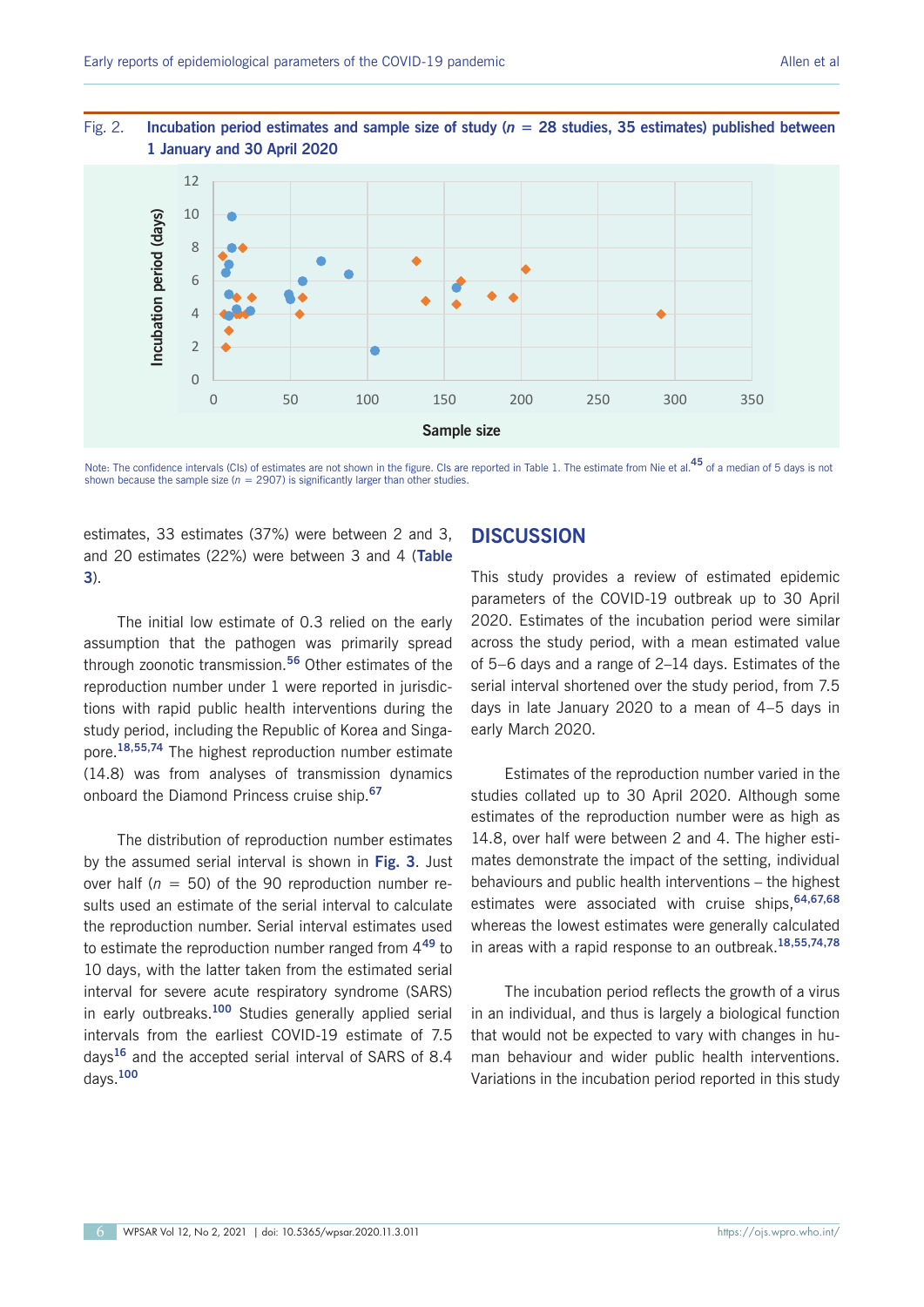Fig. 2. **Incubation period estimates and sample size of study ($n$ = 28 studies, 35 estimates) published between 1 January and 30 April 2020**

Note: The confidence intervals (CIs) of estimates are not shown in the figure. CIs are reported in Table 1. The estimate from Nie et al.[45] of a median of 5 days is not shown because the sample size ($n$ = 2907) is significantly larger than other studies.

estimates, 33 estimates (37%) were between 2 and 3, and 20 estimates (22%) were between 3 and 4 (**Table 3**).

The initial low estimate of 0.3 relied on the early assumption that the pathogen was primarily spread through zoonotic transmission.[56] Other estimates of the reproduction number under 1 were reported in jurisdictions with rapid public health interventions during the study period, including the Republic of Korea and Singapore.[18,55,74] The highest reproduction number estimate (14.8) was from analyses of transmission dynamics onboard the Diamond Princess cruise ship.[67]

The distribution of reproduction number estimates by the assumed serial interval is shown in **Fig. 3**. Just over half ($n$ = 50) of the 90 reproduction number results used an estimate of the serial interval to calculate the reproduction number. Serial interval estimates used to estimate the reproduction number ranged from 4[49] to 10 days, with the latter taken from the estimated serial interval for severe acute respiratory syndrome (SARS) in early outbreaks.[100] Studies generally applied serial intervals from the earliest COVID-19 estimate of 7.5 days[16] and the accepted serial interval of SARS of 8.4 days.[100]

## DISCUSSION

This study provides a review of estimated epidemic parameters of the COVID-19 outbreak up to 30 April 2020. Estimates of the incubation period were similar across the study period, with a mean estimated value of 5–6 days and a range of 2–14 days. Estimates of the serial interval shortened over the study period, from 7.5 days in late January 2020 to a mean of 4–5 days in early March 2020.

Estimates of the reproduction number varied in the studies collated up to 30 April 2020. Although some estimates of the reproduction number were as high as 14.8, over half were between 2 and 4. The higher estimates demonstrate the impact of the setting, individual behaviours and public health interventions – the highest estimates were associated with cruise ships,[64,67,68] whereas the lowest estimates were generally calculated in areas with a rapid response to an outbreak.[18,55,74,78]

The incubation period reflects the growth of a virus in an individual, and thus is largely a biological function that would not be expected to vary with changes in human behaviour and wider public health interventions. Variations in the incubation period reported in this study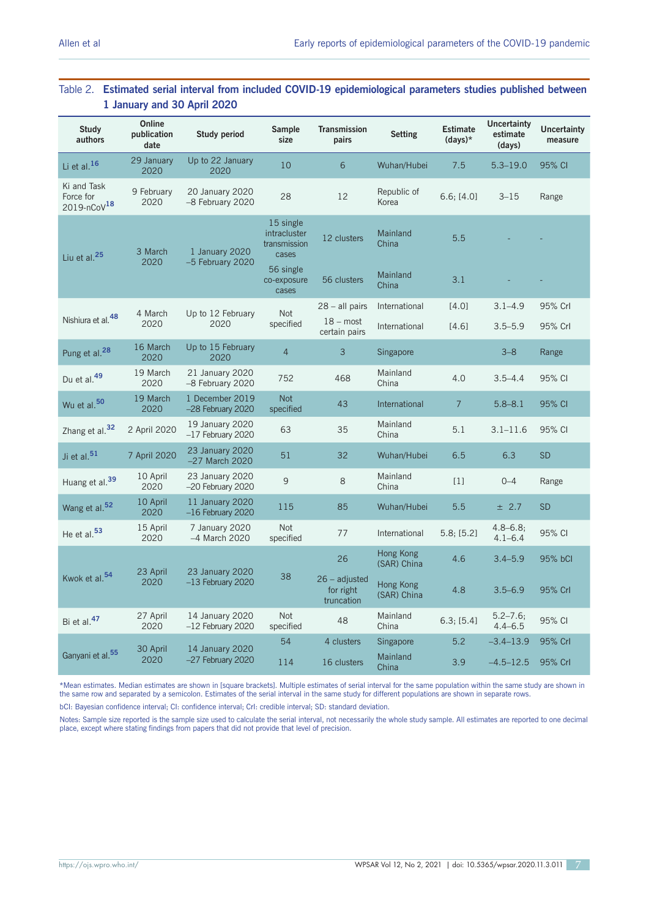Table 2. **Estimated serial interval from included COVID-19 epidemiological parameters studies published between 1 January and 30 April 2020**

| Study authors | Online publication date | Study period | Sample size | Transmission pairs | Setting | Estimate (days)* | Uncertainty estimate (days) | Uncertainty measure |
|---|---|---|---|---|---|---|---|---|
| Li et al.[16] | 29 January 2020 | Up to 22 January 2020 | 10 | 6 | Wuhan/Hubei | 7.5 | 5.3–19.0 | 95% CI |
| Ki and Task Force for 2019-nCoV[18] | 9 February 2020 | 20 January 2020 –8 February 2020 | 28 | 12 | Republic of Korea | 6.6; [4.0] | 3–15 | Range |
| Liu et al.[25] | 3 March 2020 | 1 January 2020 –5 February 2020 | 15 single intracluster transmission cases | 12 clusters | Mainland China | 5.5 | - | - |
| | | | 56 single co-exposure cases | 56 clusters | Mainland China | 3.1 | - | - |
| Nishiura et al.[48] | 4 March 2020 | Up to 12 February 2020 | Not specified | 28 – all pairs | International | [4.0] | 3.1–4.9 | 95% CrI |
| | | | | 18 – most certain pairs | International | [4.6] | 3.5–5.9 | 95% CrI |
| Pung et al.[28] | 16 March 2020 | Up to 15 February 2020 | 4 | 3 | Singapore | | 3–8 | Range |
| Du et al.[49] | 19 March 2020 | 21 January 2020 –8 February 2020 | 752 | 468 | Mainland China | 4.0 | 3.5–4.4 | 95% CI |
| Wu et al.[50] | 19 March 2020 | 1 December 2019 –28 February 2020 | Not specified | 43 | International | 7 | 5.8–8.1 | 95% CI |
| Zhang et al.[32] | 2 April 2020 | 19 January 2020 –17 February 2020 | 63 | 35 | Mainland China | 5.1 | 3.1–11.6 | 95% CI |
| Ji et al.[51] | 7 April 2020 | 23 January 2020 –27 March 2020 | 51 | 32 | Wuhan/Hubei | 6.5 | 6.3 | SD |
| Huang et al.[39] | 10 April 2020 | 23 January 2020 –20 February 2020 | 9 | 8 | Mainland China | [1] | 0–4 | Range |
| Wang et al.[52] | 10 April 2020 | 11 January 2020 –16 February 2020 | 115 | 85 | Wuhan/Hubei | 5.5 | ± 2.7 | SD |
| He et al.[53] | 15 April 2020 | 7 January 2020 –4 March 2020 | Not specified | 77 | International | 5.8; [5.2] | 4.8–6.8; 4.1–6.4 | 95% CI |
| Kwok et al.[54] | 23 April 2020 | 23 January 2020 –13 February 2020 | 38 | 26 | Hong Kong (SAR) China | 4.6 | 3.4–5.9 | 95% bCI |
| | | | | 26 – adjusted for right truncation | Hong Kong (SAR) China | 4.8 | 3.5–6.9 | 95% CrI |
| Bi et al.[47] | 27 April 2020 | 14 January 2020 –12 February 2020 | Not specified | 48 | Mainland China | 6.3; [5.4] | 5.2–7.6; 4.4–6.5 | 95% CI |
| Ganyani et al.[55] | 30 April 2020 | 14 January 2020 –27 February 2020 | 54 | 4 clusters | Singapore | 5.2 | −3.4–13.9 | 95% CrI |
| | | | 114 | 16 clusters | Mainland China | 3.9 | −4.5–12.5 | 95% CrI |

*Mean estimates. Median estimates are shown in [square brackets]. Multiple estimates of serial interval for the same population within the same study are shown in the same row and separated by a semicolon. Estimates of the serial interval in the same study for different populations are shown in separate rows.

bCI: Bayesian confidence interval; CI: confidence interval; CrI: credible interval; SD: standard deviation.

Notes: Sample size reported is the sample size used to calculate the serial interval, not necessarily the whole study sample. All estimates are reported to one decimal place, except where stating findings from papers that did not provide that level of precision.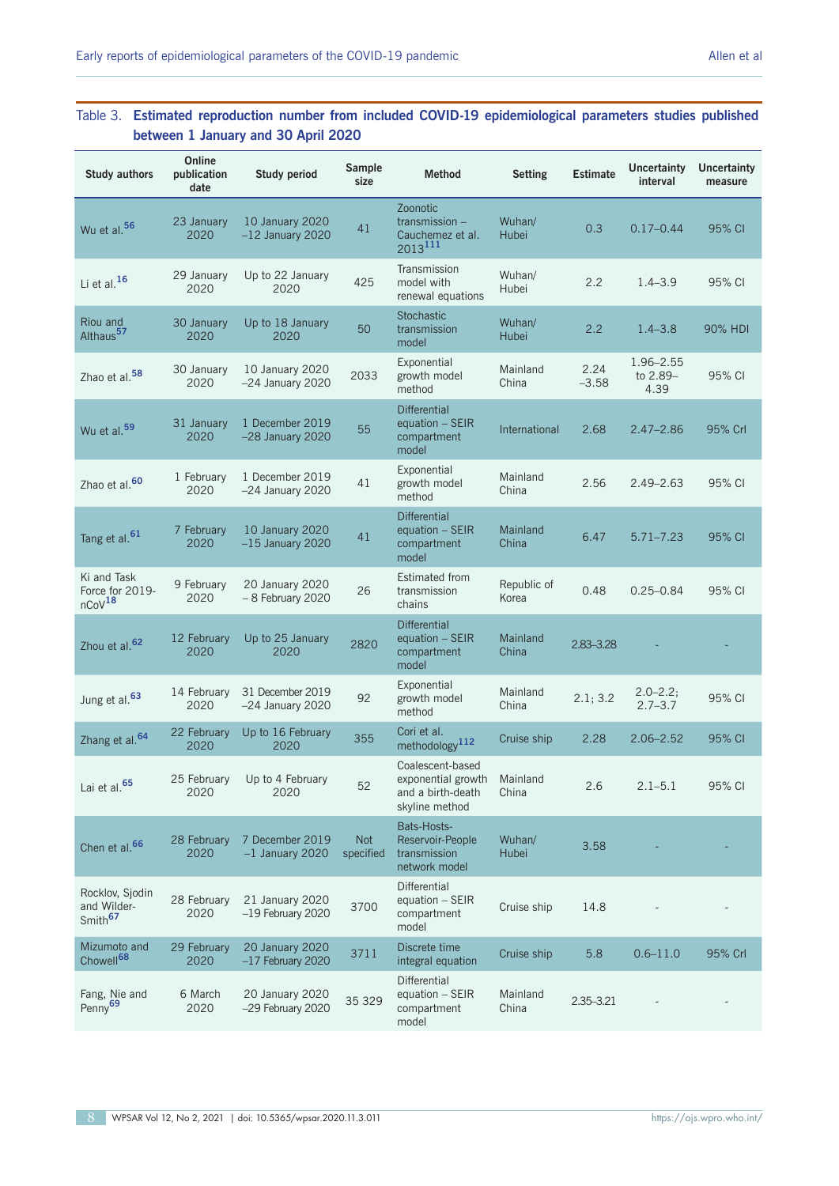Table 3. **Estimated reproduction number from included COVID-19 epidemiological parameters studies published between 1 January and 30 April 2020**

| Study authors | Online publication date | Study period | Sample size | Method | Setting | Estimate | Uncertainty interval | Uncertainty measure |
|---|---|---|---|---|---|---|---|---|
| Wu et al.[56] | 23 January 2020 | 10 January 2020 –12 January 2020 | 41 | Zoonotic transmission – Cauchemez et al. 2013[111] | Wuhan/ Hubei | 0.3 | 0.17–0.44 | 95% CI |
| Li et al.[16] | 29 January 2020 | Up to 22 January 2020 | 425 | Transmission model with renewal equations | Wuhan/ Hubei | 2.2 | 1.4–3.9 | 95% CI |
| Riou and Althaus[57] | 30 January 2020 | Up to 18 January 2020 | 50 | Stochastic transmission model | Wuhan/ Hubei | 2.2 | 1.4–3.8 | 90% HDI |
| Zhao et al.[58] | 30 January 2020 | 10 January 2020 –24 January 2020 | 2033 | Exponential growth model method | Mainland China | 2.24 –3.58 | 1.96–2.55 to 2.89–4.39 | 95% CI |
| Wu et al.[59] | 31 January 2020 | 1 December 2019 –28 January 2020 | 55 | Differential equation – SEIR compartment model | International | 2.68 | 2.47–2.86 | 95% CrI |
| Zhao et al.[60] | 1 February 2020 | 1 December 2019 –24 January 2020 | 41 | Exponential growth model method | Mainland China | 2.56 | 2.49–2.63 | 95% CI |
| Tang et al.[61] | 7 February 2020 | 10 January 2020 –15 January 2020 | 41 | Differential equation – SEIR compartment model | Mainland China | 6.47 | 5.71–7.23 | 95% CI |
| Ki and Task Force for 2019-nCoV[18] | 9 February 2020 | 20 January 2020 – 8 February 2020 | 26 | Estimated from transmission chains | Republic of Korea | 0.48 | 0.25–0.84 | 95% CI |
| Zhou et al.[62] | 12 February 2020 | Up to 25 January 2020 | 2820 | Differential equation – SEIR compartment model | Mainland China | 2.83–3.28 | - | - |
| Jung et al.[63] | 14 February 2020 | 31 December 2019 –24 January 2020 | 92 | Exponential growth model method | Mainland China | 2.1; 3.2 | 2.0–2.2; 2.7–3.7 | 95% CI |
| Zhang et al.[64] | 22 February 2020 | Up to 16 February 2020 | 355 | Cori et al. methodology[112] | Cruise ship | 2.28 | 2.06–2.52 | 95% CI |
| Lai et al.[65] | 25 February 2020 | Up to 4 February 2020 | 52 | Coalescent-based exponential growth and a birth-death skyline method | Mainland China | 2.6 | 2.1–5.1 | 95% CI |
| Chen et al.[66] | 28 February 2020 | 7 December 2019 –1 January 2020 | Not specified | Bats-Hosts-Reservoir-People transmission network model | Wuhan/ Hubei | 3.58 | - | - |
| Rocklov, Sjodin and Wilder-Smith[67] | 28 February 2020 | 21 January 2020 –19 February 2020 | 3700 | Differential equation – SEIR compartment model | Cruise ship | 14.8 | - | - |
| Mizumoto and Chowell[68] | 29 February 2020 | 20 January 2020 –17 February 2020 | 3711 | Discrete time integral equation | Cruise ship | 5.8 | 0.6–11.0 | 95% CrI |
| Fang, Nie and Penny[69] | 6 March 2020 | 20 January 2020 –29 February 2020 | 35 329 | Differential equation – SEIR compartment model | Mainland China | 2.35–3.21 | - | - |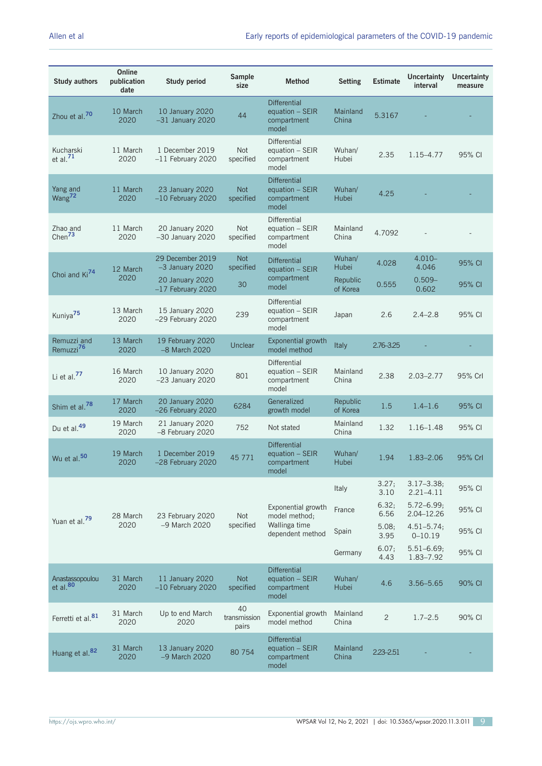| Study authors | Online publication date | Study period | Sample size | Method | Setting | Estimate | Uncertainty interval | Uncertainty measure |
|---|---|---|---|---|---|---|---|---|
| Zhou et al.[70] | 10 March 2020 | 10 January 2020 –31 January 2020 | 44 | Differential equation – SEIR compartment model | Mainland China | 5.3167 | - | - |
| Kucharski et al.[71] | 11 March 2020 | 1 December 2019 –11 February 2020 | Not specified | Differential equation – SEIR compartment model | Wuhan/ Hubei | 2.35 | 1.15–4.77 | 95% CI |
| Yang and Wang[72] | 11 March 2020 | 23 January 2020 –10 February 2020 | Not specified | Differential equation – SEIR compartment model | Wuhan/ Hubei | 4.25 | - | - |
| Zhao and Chen[73] | 11 March 2020 | 20 January 2020 –30 January 2020 | Not specified | Differential equation – SEIR compartment model | Mainland China | 4.7092 | - | - |
| Choi and Ki[74] | 12 March 2020 | 29 December 2019 –3 January 2020 | Not specified | Differential equation – SEIR compartment model | Wuhan/ Hubei | 4.028 | 4.010–4.046 | 95% CI |
| | | 20 January 2020 –17 February 2020 | 30 | | Republic of Korea | 0.555 | 0.509–0.602 | 95% CI |
| Kuniya[75] | 13 March 2020 | 15 January 2020 –29 February 2020 | 239 | Differential equation – SEIR compartment model | Japan | 2.6 | 2.4–2.8 | 95% CI |
| Remuzzi and Remuzzi[76] | 13 March 2020 | 19 February 2020 –8 March 2020 | Unclear | Exponential growth model method | Italy | 2.76-3.25 | - | - |
| Li et al.[77] | 16 March 2020 | 10 January 2020 –23 January 2020 | 801 | Differential equation – SEIR compartment model | Mainland China | 2.38 | 2.03–2.77 | 95% CrI |
| Shim et al.[78] | 17 March 2020 | 20 January 2020 –26 February 2020 | 6284 | Generalized growth model | Republic of Korea | 1.5 | 1.4–1.6 | 95% CI |
| Du et al.[49] | 19 March 2020 | 21 January 2020 –8 February 2020 | 752 | Not stated | Mainland China | 1.32 | 1.16–1.48 | 95% CI |
| Wu et al.[50] | 19 March 2020 | 1 December 2019 –28 February 2020 | 45 771 | Differential equation – SEIR compartment model | Wuhan/ Hubei | 1.94 | 1.83–2.06 | 95% CrI |
| Yuan et al.[79] | 28 March 2020 | 23 February 2020 –9 March 2020 | Not specified | Exponential growth model method; Wallinga time dependent method | Italy | 3.27; 3.10 | 3.17–3.38; 2.21–4.11 | 95% CI |
| | | | | | France | 6.32; 6.56 | 5.72–6.99; 2.04–12.26 | 95% CI |
| | | | | | Spain | 5.08; 3.95 | 4.51–5.74; 0–10.19 | 95% CI |
| | | | | | Germany | 6.07; 4.43 | 5.51–6.69; 1.83–7.92 | 95% CI |
| Anastassopoulou et al.[80] | 31 March 2020 | 11 January 2020 –10 February 2020 | Not specified | Differential equation – SEIR compartment model | Wuhan/ Hubei | 4.6 | 3.56–5.65 | 90% CI |
| Ferretti et al.[81] | 31 March 2020 | Up to end March 2020 | 40 transmission pairs | Exponential growth model method | Mainland China | 2 | 1.7–2.5 | 90% CI |
| Huang et al.[82] | 31 March 2020 | 13 January 2020 –9 March 2020 | 80 754 | Differential equation – SEIR compartment model | Mainland China | 2.23-2.51 | - | - |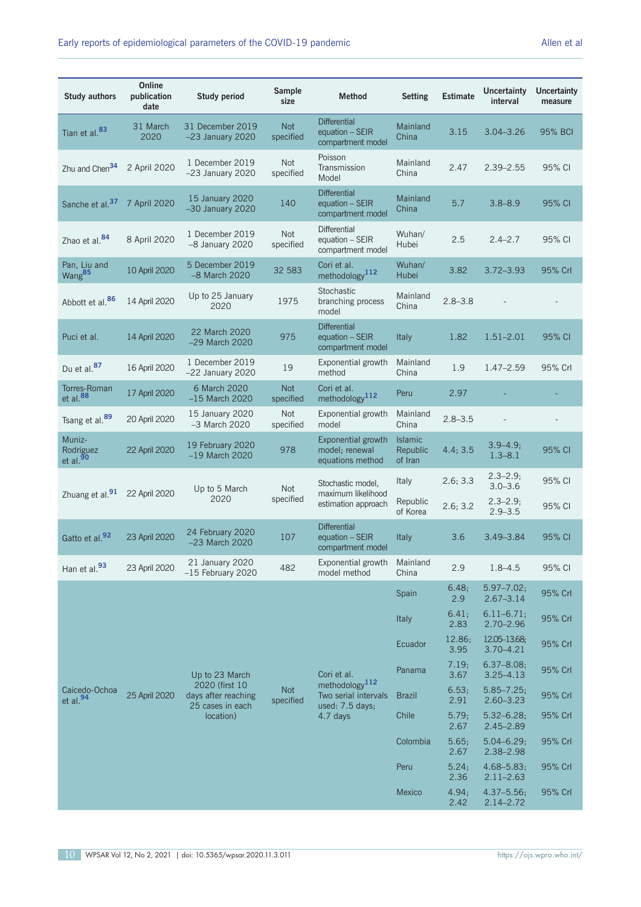| Study authors | Online publication date | Study period | Sample size | Method | Setting | Estimate | Uncertainty interval | Uncertainty measure |
|---|---|---|---|---|---|---|---|---|
| Tian et al.[83] | 31 March 2020 | 31 December 2019 –23 January 2020 | Not specified | Differential equation – SEIR compartment model | Mainland China | 3.15 | 3.04–3.26 | 95% BCI |
| Zhu and Chen[34] | 2 April 2020 | 1 December 2019 –23 January 2020 | Not specified | Poisson Transmission Model | Mainland China | 2.47 | 2.39–2.55 | 95% CI |
| Sanche et al.[37] | 7 April 2020 | 15 January 2020 –30 January 2020 | 140 | Differential equation – SEIR compartment model | Mainland China | 5.7 | 3.8–8.9 | 95% CI |
| Zhao et al.[84] | 8 April 2020 | 1 December 2019 –8 January 2020 | Not specified | Differential equation – SEIR compartment model | Wuhan/ Hubei | 2.5 | 2.4–2.7 | 95% CI |
| Pan, Liu and Wang[85] | 10 April 2020 | 5 December 2019 –8 March 2020 | 32 583 | Cori et al. methodology[112] | Wuhan/ Hubei | 3.82 | 3.72–3.93 | 95% CrI |
| Abbott et al.[86] | 14 April 2020 | Up to 25 January 2020 | 1975 | Stochastic branching process model | Mainland China | 2.8–3.8 | - | - |
| Puci et al. | 14 April 2020 | 22 March 2020 –29 March 2020 | 975 | Differential equation – SEIR compartment model | Italy | 1.82 | 1.51–2.01 | 95% CI |
| Du et al.[87] | 16 April 2020 | 1 December 2019 –22 January 2020 | 19 | Exponential growth method | Mainland China | 1.9 | 1.47–2.59 | 95% CrI |
| Torres-Roman et al.[88] | 17 April 2020 | 6 March 2020 –15 March 2020 | Not specified | Cori et al. methodology[112] | Peru | 2.97 | - | - |
| Tsang et al.[89] | 20 April 2020 | 15 January 2020 –3 March 2020 | Not specified | Exponential growth model | Mainland China | 2.8–3.5 | - | - |
| Muniz-Rodriguez et al.[90] | 22 April 2020 | 19 February 2020 –19 March 2020 | 978 | Exponential growth model; renewal equations method | Islamic Republic of Iran | 4.4; 3.5 | 3.9–4.9; 1.3–8.1 | 95% CI |
| Zhuang et al.[91] | 22 April 2020 | Up to 5 March 2020 | Not specified | Stochastic model, maximum likelihood estimation approach | Italy | 2.6; 3.3 | 2.3–2.9; 3.0–3.6 | 95% CI |
| | | | | | Republic of Korea | 2.6; 3.2 | 2.3–2.9; 2.9–3.5 | 95% CI |
| Gatto et al.[92] | 23 April 2020 | 24 February 2020 –23 March 2020 | 107 | Differential equation – SEIR compartment model | Italy | 3.6 | 3.49–3.84 | 95% CI |
| Han et al.[93] | 23 April 2020 | 21 January 2020 –15 February 2020 | 482 | Exponential growth model method | Mainland China | 2.9 | 1.8–4.5 | 95% CI |
| Caicedo-Ochoa et al.[94] | 25 April 2020 | Up to 23 March 2020 (first 10 days after reaching 25 cases in each location) | Not specified | Cori et al. methodology[112] Two serial intervals used: 7.5 days; 4.7 days | Spain | 6.48; 2.9 | 5.97–7.02; 2.67–3.14 | 95% CrI |
| | | | | | Italy | 6.41; 2.83 | 6.11–6.71; 2.70–2.96 | 95% CrI |
| | | | | | Ecuador | 12.86; 3.95 | 12.05–13.68; 3.70–4.21 | 95% CrI |
| | | | | | Panama | 7.19; 3.67 | 6.37–8.08; 3.25–4.13 | 95% CrI |
| | | | | | Brazil | 6.53; 2.91 | 5.85–7.25; 2.60–3.23 | 95% CrI |
| | | | | | Chile | 5.79; 2.67 | 5.32–6.28; 2.45–2.89 | 95% CrI |
| | | | | | Colombia | 5.65; 2.67 | 5.04–6.29; 2.38–2.98 | 95% CrI |
| | | | | | Peru | 5.24; 2.36 | 4.68–5.83; 2.11–2.63 | 95% CrI |
| | | | | | Mexico | 4.94; 2.42 | 4.37–5.56; 2.14–2.72 | 95% CrI |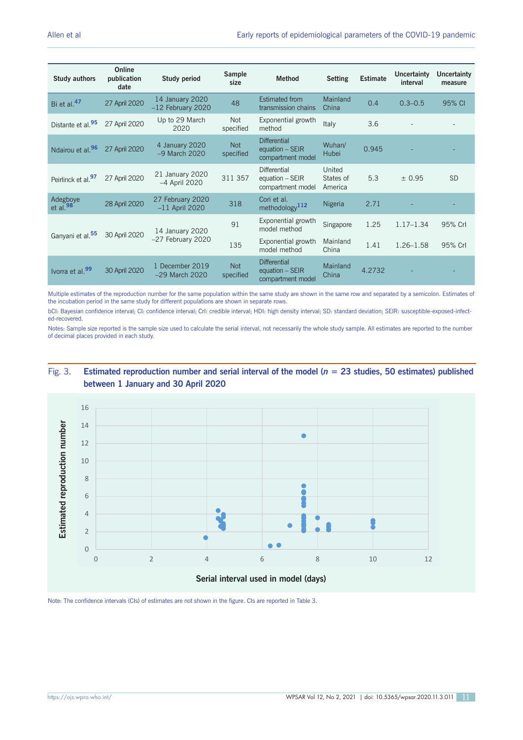| Study authors | Online publication date | Study period | Sample size | Method | Setting | Estimate | Uncertainty interval | Uncertainty measure |
|---|---|---|---|---|---|---|---|---|
| Bi et al.[47] | 27 April 2020 | 14 January 2020 –12 February 2020 | 48 | Estimated from transmission chains | Mainland China | 0.4 | 0.3–0.5 | 95% CI |
| Distante et al.[95] | 27 April 2020 | Up to 29 March 2020 | Not specified | Exponential growth method | Italy | 3.6 | - | - |
| Ndairou et al.[96] | 27 April 2020 | 4 January 2020 –9 March 2020 | Not specified | Differential equation – SEIR compartment model | Wuhan/ Hubei | 0.945 | - | - |
| Peirlinck et al.[97] | 27 April 2020 | 21 January 2020 –4 April 2020 | 311 357 | Differential equation – SEIR compartment model | United States of America | 5.3 | ± 0.95 | SD |
| Adegboye et al.[98] | 28 April 2020 | 27 February 2020 –11 April 2020 | 318 | Cori et al. methodology[112] | Nigeria | 2.71 | - | - |
| Ganyani et al.[55] | 30 April 2020 | 14 January 2020 –27 February 2020 | 91 | Exponential growth model method | Singapore | 1.25 | 1.17–1.34 | 95% CrI |
| | | | 135 | Exponential growth model method | Mainland China | 1.41 | 1.26–1.58 | 95% CrI |
| Ivorra et al.[99] | 30 April 2020 | 1 December 2019 –29 March 2020 | Not specified | Differential equation – SEIR compartment model | Mainland China | 4.2732 | - | - |

Multiple estimates of the reproduction number for the same population within the same study are shown in the same row and separated by a semicolon. Estimates of the incubation period in the same study for different populations are shown in separate rows.

bCI: Bayesian confidence interval; CI: confidence interval; CrI: credible interval; HDI: high density interval; SD: standard deviation; SEIR: susceptible-exposed-infect-ed-recovered.

Notes: Sample size reported is the sample size used to calculate the serial interval, not necessarily the whole study sample. All estimates are reported to the number of decimal places provided in each study.

**Fig. 3. Estimated reproduction number and serial interval of the model (*n* = 23 studies, 50 estimates) published between 1 January and 30 April 2020**

Note: The confidence intervals (CIs) of estimates are not shown in the figure. CIs are reported in Table 3.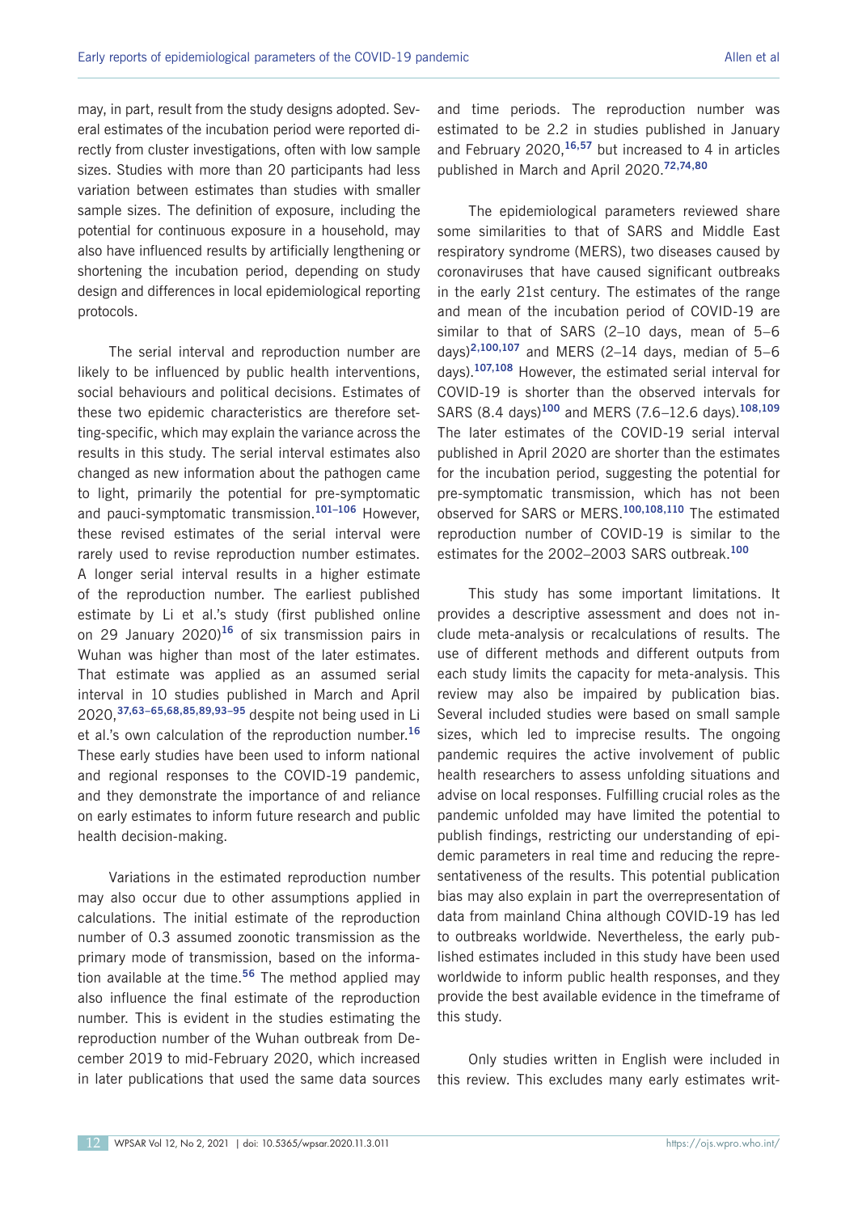may, in part, result from the study designs adopted. Several estimates of the incubation period were reported directly from cluster investigations, often with low sample sizes. Studies with more than 20 participants had less variation between estimates than studies with smaller sample sizes. The definition of exposure, including the potential for continuous exposure in a household, may also have influenced results by artificially lengthening or shortening the incubation period, depending on study design and differences in local epidemiological reporting protocols.

The serial interval and reproduction number are likely to be influenced by public health interventions, social behaviours and political decisions. Estimates of these two epidemic characteristics are therefore setting-specific, which may explain the variance across the results in this study. The serial interval estimates also changed as new information about the pathogen came to light, primarily the potential for pre-symptomatic and pauci-symptomatic transmission.[101–106] However, these revised estimates of the serial interval were rarely used to revise reproduction number estimates. A longer serial interval results in a higher estimate of the reproduction number. The earliest published estimate by Li et al.'s study (first published online on 29 January 2020)[16] of six transmission pairs in Wuhan was higher than most of the later estimates. That estimate was applied as an assumed serial interval in 10 studies published in March and April 2020,[37,63–65,68,85,89,93–95] despite not being used in Li et al.'s own calculation of the reproduction number.[16] These early studies have been used to inform national and regional responses to the COVID-19 pandemic, and they demonstrate the importance of and reliance on early estimates to inform future research and public health decision-making.

Variations in the estimated reproduction number may also occur due to other assumptions applied in calculations. The initial estimate of the reproduction number of 0.3 assumed zoonotic transmission as the primary mode of transmission, based on the information available at the time.[56] The method applied may also influence the final estimate of the reproduction number. This is evident in the studies estimating the reproduction number of the Wuhan outbreak from December 2019 to mid-February 2020, which increased in later publications that used the same data sources and time periods. The reproduction number was estimated to be 2.2 in studies published in January and February 2020,[16,57] but increased to 4 in articles published in March and April 2020.[72,74,80]

The epidemiological parameters reviewed share some similarities to that of SARS and Middle East respiratory syndrome (MERS), two diseases caused by coronaviruses that have caused significant outbreaks in the early 21st century. The estimates of the range and mean of the incubation period of COVID-19 are similar to that of SARS (2–10 days, mean of 5–6 days)[2,100,107] and MERS (2–14 days, median of 5–6 days).[107,108] However, the estimated serial interval for COVID-19 is shorter than the observed intervals for SARS (8.4 days)[100] and MERS (7.6–12.6 days).[108,109] The later estimates of the COVID-19 serial interval published in April 2020 are shorter than the estimates for the incubation period, suggesting the potential for pre-symptomatic transmission, which has not been observed for SARS or MERS.[100,108,110] The estimated reproduction number of COVID-19 is similar to the estimates for the 2002–2003 SARS outbreak.[100]

This study has some important limitations. It provides a descriptive assessment and does not include meta-analysis or recalculations of results. The use of different methods and different outputs from each study limits the capacity for meta-analysis. This review may also be impaired by publication bias. Several included studies were based on small sample sizes, which led to imprecise results. The ongoing pandemic requires the active involvement of public health researchers to assess unfolding situations and advise on local responses. Fulfilling crucial roles as the pandemic unfolded may have limited the potential to publish findings, restricting our understanding of epidemic parameters in real time and reducing the representativeness of the results. This potential publication bias may also explain in part the overrepresentation of data from mainland China although COVID-19 has led to outbreaks worldwide. Nevertheless, the early published estimates included in this study have been used worldwide to inform public health responses, and they provide the best available evidence in the timeframe of this study.

Only studies written in English were included in this review. This excludes many early estimates writ-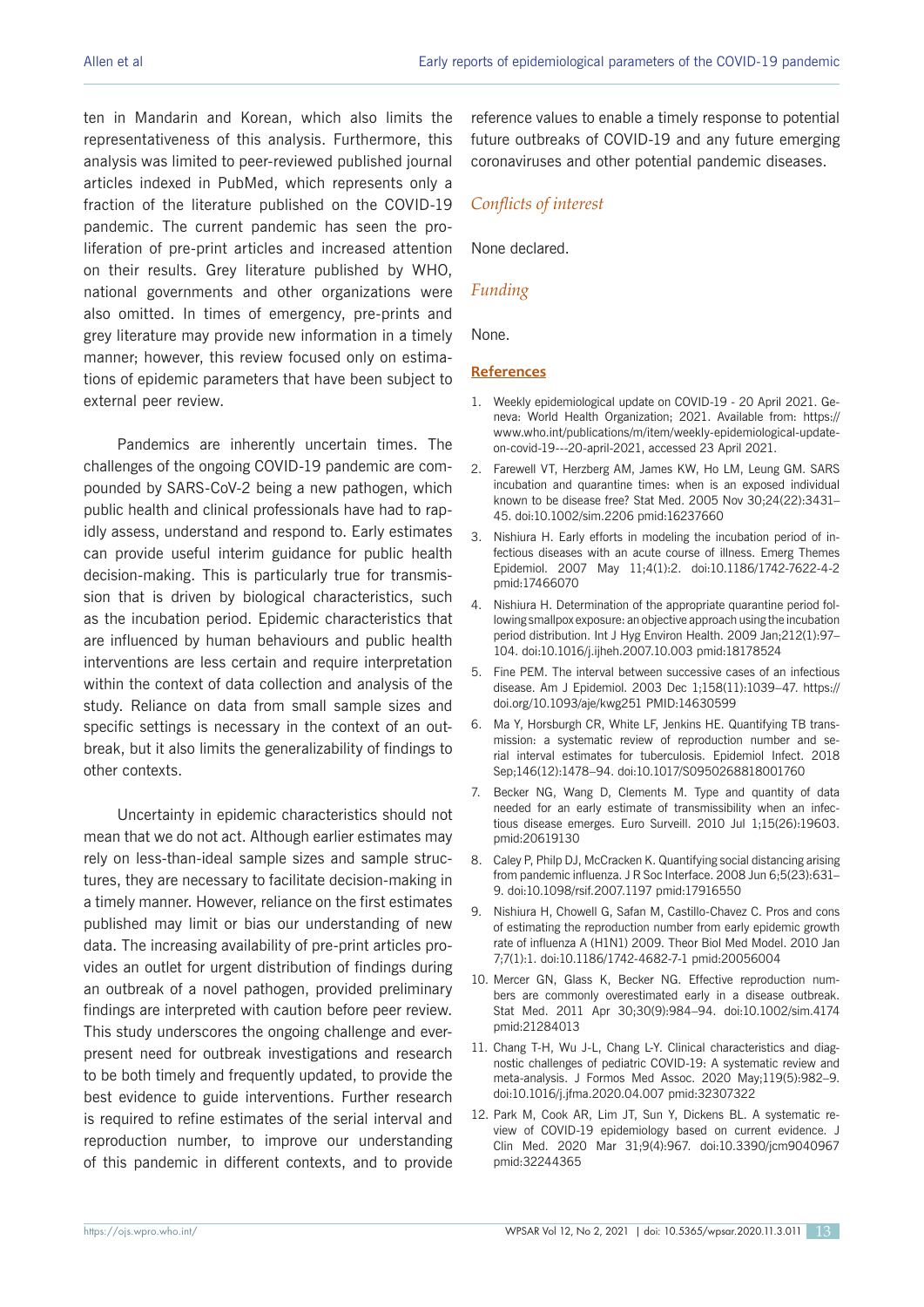ten in Mandarin and Korean, which also limits the representativeness of this analysis. Furthermore, this analysis was limited to peer-reviewed published journal articles indexed in PubMed, which represents only a fraction of the literature published on the COVID-19 pandemic. The current pandemic has seen the proliferation of pre-print articles and increased attention on their results. Grey literature published by WHO, national governments and other organizations were also omitted. In times of emergency, pre-prints and grey literature may provide new information in a timely manner; however, this review focused only on estimations of epidemic parameters that have been subject to external peer review.

Pandemics are inherently uncertain times. The challenges of the ongoing COVID-19 pandemic are compounded by SARS-CoV-2 being a new pathogen, which public health and clinical professionals have had to rapidly assess, understand and respond to. Early estimates can provide useful interim guidance for public health decision-making. This is particularly true for transmission that is driven by biological characteristics, such as the incubation period. Epidemic characteristics that are influenced by human behaviours and public health interventions are less certain and require interpretation within the context of data collection and analysis of the study. Reliance on data from small sample sizes and specific settings is necessary in the context of an outbreak, but it also limits the generalizability of findings to other contexts.

Uncertainty in epidemic characteristics should not mean that we do not act. Although earlier estimates may rely on less-than-ideal sample sizes and sample structures, they are necessary to facilitate decision-making in a timely manner. However, reliance on the first estimates published may limit or bias our understanding of new data. The increasing availability of pre-print articles provides an outlet for urgent distribution of findings during an outbreak of a novel pathogen, provided preliminary findings are interpreted with caution before peer review. This study underscores the ongoing challenge and ever-present need for outbreak investigations and research to be both timely and frequently updated, to provide the best evidence to guide interventions. Further research is required to refine estimates of the serial interval and reproduction number, to improve our understanding of this pandemic in different contexts, and to provide reference values to enable a timely response to potential future outbreaks of COVID-19 and any future emerging coronaviruses and other potential pandemic diseases.

## *Conflicts of interest*

None declared.

## *Funding*

None.

## References

1. Weekly epidemiological update on COVID-19 - 20 April 2021. Geneva: World Health Organization; 2021. Available from: https://www.who.int/publications/m/item/weekly-epidemiological-update-on-covid-19---20-april-2021, accessed 23 April 2021.
2. Farewell VT, Herzberg AM, James KW, Ho LM, Leung GM. SARS incubation and quarantine times: when is an exposed individual known to be disease free? Stat Med. 2005 Nov 30;24(22):3431–45. doi:10.1002/sim.2206 pmid:16237660
3. Nishiura H. Early efforts in modeling the incubation period of infectious diseases with an acute course of illness. Emerg Themes Epidemiol. 2007 May 11;4(1):2. doi:10.1186/1742-7622-4-2 pmid:17466070
4. Nishiura H. Determination of the appropriate quarantine period following smallpox exposure: an objective approach using the incubation period distribution. Int J Hyg Environ Health. 2009 Jan;212(1):97–104. doi:10.1016/j.ijheh.2007.10.003 pmid:18178524
5. Fine PEM. The interval between successive cases of an infectious disease. Am J Epidemiol. 2003 Dec 1;158(11):1039–47. https://doi.org/10.1093/aje/kwg251 PMID:14630599
6. Ma Y, Horsburgh CR, White LF, Jenkins HE. Quantifying TB transmission: a systematic review of reproduction number and serial interval estimates for tuberculosis. Epidemiol Infect. 2018 Sep;146(12):1478–94. doi:10.1017/S0950268818001760
7. Becker NG, Wang D, Clements M. Type and quantity of data needed for an early estimate of transmissibility when an infectious disease emerges. Euro Surveill. 2010 Jul 1;15(26):19603. pmid:20619130
8. Caley P, Philp DJ, McCracken K. Quantifying social distancing arising from pandemic influenza. J R Soc Interface. 2008 Jun 6;5(23):631–9. doi:10.1098/rsif.2007.1197 pmid:17916550
9. Nishiura H, Chowell G, Safan M, Castillo-Chavez C. Pros and cons of estimating the reproduction number from early epidemic growth rate of influenza A (H1N1) 2009. Theor Biol Med Model. 2010 Jan 7;7(1):1. doi:10.1186/1742-4682-7-1 pmid:20056004
10. Mercer GN, Glass K, Becker NG. Effective reproduction numbers are commonly overestimated early in a disease outbreak. Stat Med. 2011 Apr 30;30(9):984–94. doi:10.1002/sim.4174 pmid:21284013
11. Chang T-H, Wu J-L, Chang L-Y. Clinical characteristics and diagnostic challenges of pediatric COVID-19: A systematic review and meta-analysis. J Formos Med Assoc. 2020 May;119(5):982–9. doi:10.1016/j.jfma.2020.04.007 pmid:32307322
12. Park M, Cook AR, Lim JT, Sun Y, Dickens BL. A systematic review of COVID-19 epidemiology based on current evidence. J Clin Med. 2020 Mar 31;9(4):967. doi:10.3390/jcm9040967 pmid:32244365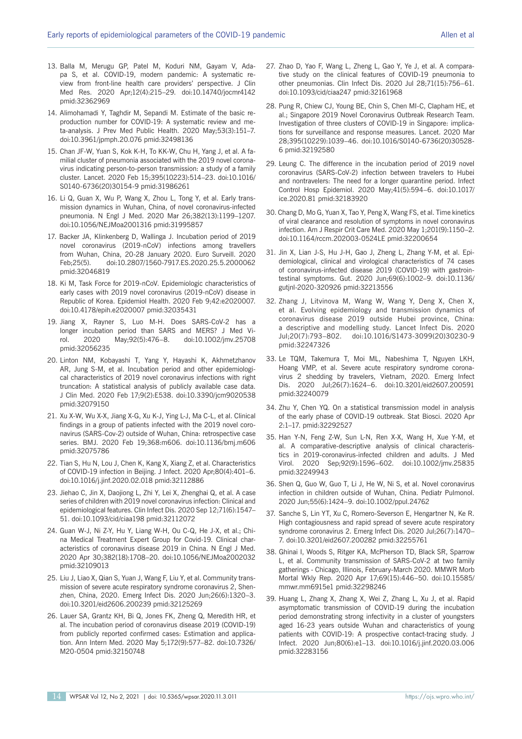13. Balla M, Merugu GP, Patel M, Koduri NM, Gayam V, Adapa S, et al. COVID-19, modern pandemic: A systematic review from front-line health care providers' perspective. J Clin Med Res. 2020 Apr;12(4):215–29. doi:10.14740/jocmr4142 pmid:32362969

14. Alimohamadi Y, Taghdir M, Sepandi M. Estimate of the basic reproduction number for COVID-19: A systematic review and meta-analysis. J Prev Med Public Health. 2020 May;53(3):151–7. doi:10.3961/jpmph.20.076 pmid:32498136

15. Chan JF-W, Yuan S, Kok K-H, To KK-W, Chu H, Yang J, et al. A familial cluster of pneumonia associated with the 2019 novel coronavirus indicating person-to-person transmission: a study of a family cluster. Lancet. 2020 Feb 15;395(10223):514–23. doi:10.1016/S0140-6736(20)30154-9 pmid:31986261

16. Li Q, Guan X, Wu P, Wang X, Zhou L, Tong Y, et al. Early transmission dynamics in Wuhan, China, of novel coronavirus-infected pneumonia. N Engl J Med. 2020 Mar 26;382(13):1199–1207. doi:10.1056/NEJMoa2001316 pmid:31995857

17. Backer JA, Klinkenberg D, Wallinga J. Incubation period of 2019 novel coronavirus (2019-nCoV) infections among travellers from Wuhan, China, 20-28 January 2020. Euro Surveill. 2020 Feb;25(5). doi:10.2807/1560-7917.ES.2020.25.5.2000062 pmid:32046819

18. Ki M, Task Force for 2019-nCoV. Epidemiologic characteristics of early cases with 2019 novel coronavirus (2019-nCoV) disease in Republic of Korea. Epidemiol Health. 2020 Feb 9;42:e2020007. doi:10.4178/epih.e2020007 pmid:32035431

19. Jiang X, Rayner S, Luo M-H. Does SARS-CoV-2 has a longer incubation period than SARS and MERS? J Med Virol. 2020 May;92(5):476–8. doi:10.1002/jmv.25708 pmid:32056235

20. Linton NM, Kobayashi T, Yang Y, Hayashi K, Akhmetzhanov AR, Jung S-M, et al. Incubation period and other epidemiological characteristics of 2019 novel coronavirus infections with right truncation: A statistical analysis of publicly available case data. J Clin Med. 2020 Feb 17;9(2):E538. doi:10.3390/jcm9020538 pmid:32079150

21. Xu X-W, Wu X-X, Jiang X-G, Xu K-J, Ying L-J, Ma C-L, et al. Clinical findings in a group of patients infected with the 2019 novel coronavirus (SARS-Cov-2) outside of Wuhan, China: retrospective case series. BMJ. 2020 Feb 19;368:m606. doi:10.1136/bmj.m606 pmid:32075786

22. Tian S, Hu N, Lou J, Chen K, Kang X, Xiang Z, et al. Characteristics of COVID-19 infection in Beijing. J Infect. 2020 Apr;80(4):401–6. doi:10.1016/j.jinf.2020.02.018 pmid:32112886

23. Jiehao C, Jin X, Daojiong L, Zhi Y, Lei X, Zhenghai Q, et al. A case series of children with 2019 novel coronavirus infection: Clinical and epidemiological features. Clin Infect Dis. 2020 Sep 12;71(6):1547–51. doi:10.1093/cid/ciaa198 pmid:32112072

24. Guan W-J, Ni Z-Y, Hu Y, Liang W-H, Ou C-Q, He J-X, et al.; China Medical Treatment Expert Group for Covid-19. Clinical characteristics of coronavirus disease 2019 in China. N Engl J Med. 2020 Apr 30;382(18):1708–20. doi:10.1056/NEJMoa2002032 pmid:32109013

25. Liu J, Liao X, Qian S, Yuan J, Wang F, Liu Y, et al. Community transmission of severe acute respiratory syndrome coronavirus 2, Shenzhen, China, 2020. Emerg Infect Dis. 2020 Jun;26(6):1320–3. doi:10.3201/eid2606.200239 pmid:32125269

26. Lauer SA, Grantz KH, Bi Q, Jones FK, Zheng Q, Meredith HR, et al. The incubation period of coronavirus disease 2019 (COVID-19) from publicly reported confirmed cases: Estimation and application. Ann Intern Med. 2020 May 5;172(9):577–82. doi:10.7326/M20-0504 pmid:32150748

27. Zhao D, Yao F, Wang L, Zheng L, Gao Y, Ye J, et al. A comparative study on the clinical features of COVID-19 pneumonia to other pneumonias. Clin Infect Dis. 2020 Jul 28;71(15):756–61. doi:10.1093/cid/ciaa247 pmid:32161968

28. Pung R, Chiew CJ, Young BE, Chin S, Chen MI-C, Clapham HE, et al.; Singapore 2019 Novel Coronavirus Outbreak Research Team. Investigation of three clusters of COVID-19 in Singapore: implications for surveillance and response measures. Lancet. 2020 Mar 28;395(10229):1039–46. doi:10.1016/S0140-6736(20)30528-6 pmid:32192580

29. Leung C. The difference in the incubation period of 2019 novel coronavirus (SARS-CoV-2) infection between travelers to Hubei and nontravelers: The need for a longer quarantine period. Infect Control Hosp Epidemiol. 2020 May;41(5):594–6. doi:10.1017/ice.2020.81 pmid:32183920

30. Chang D, Mo G, Yuan X, Tao Y, Peng X, Wang FS, et al. Time kinetics of viral clearance and resolution of symptoms in novel coronavirus infection. Am J Respir Crit Care Med. 2020 May 1;201(9):1150–2. doi:10.1164/rccm.202003-0524LE pmid:32200654

31. Jin X, Lian J-S, Hu J-H, Gao J, Zheng L, Zhang Y-M, et al. Epidemiological, clinical and virological characteristics of 74 cases of coronavirus-infected disease 2019 (COVID-19) with gastrointestinal symptoms. Gut. 2020 Jun;69(6):1002–9. doi:10.1136/gutjnl-2020-320926 pmid:32213556

32. Zhang J, Litvinova M, Wang W, Wang Y, Deng X, Chen X, et al. Evolving epidemiology and transmission dynamics of coronavirus disease 2019 outside Hubei province, China: a descriptive and modelling study. Lancet Infect Dis. 2020 Jul;20(7):793–802. doi:10.1016/S1473-3099(20)30230-9 pmid:32247326

33. Le TQM, Takemura T, Moi ML, Nabeshima T, Nguyen LKH, Hoang VMP, et al. Severe acute respiratory syndrome coronavirus 2 shedding by travelers, Vietnam, 2020. Emerg Infect Dis. 2020 Jul;26(7):1624–6. doi:10.3201/eid2607.200591 pmid:32240079

34. Zhu Y, Chen YQ. On a statistical transmission model in analysis of the early phase of COVID-19 outbreak. Stat Biosci. 2020 Apr 2:1–17. pmid:32292527

35. Han Y-N, Feng Z-W, Sun L-N, Ren X-X, Wang H, Xue Y-M, et al. A comparative-descriptive analysis of clinical characteristics in 2019-coronavirus-infected children and adults. J Med Virol. 2020 Sep;92(9):1596–602. doi:10.1002/jmv.25835 pmid:32249943

36. Shen Q, Guo W, Guo T, Li J, He W, Ni S, et al. Novel coronavirus infection in children outside of Wuhan, China. Pediatr Pulmonol. 2020 Jun;55(6):1424–9. doi:10.1002/ppul.24762

37. Sanche S, Lin YT, Xu C, Romero-Severson E, Hengartner N, Ke R. High contagiousness and rapid spread of severe acute respiratory syndrome coronavirus 2. Emerg Infect Dis. 2020 Jul;26(7):1470–7. doi:10.3201/eid2607.200282 pmid:32255761

38. Ghinai I, Woods S, Ritger KA, McPherson TD, Black SR, Sparrow L, et al. Community transmission of SARS-CoV-2 at two family gatherings - Chicago, Illinois, February-March 2020. MMWR Morb Mortal Wkly Rep. 2020 Apr 17;69(15):446–50. doi:10.15585/mmwr.mm6915e1 pmid:32298246

39. Huang L, Zhang X, Zhang X, Wei Z, Zhang L, Xu J, et al. Rapid asymptomatic transmission of COVID-19 during the incubation period demonstrating strong infectivity in a cluster of youngsters aged 16-23 years outside Wuhan and characteristics of young patients with COVID-19: A prospective contact-tracing study. J Infect. 2020 Jun;80(6):e1–13. doi:10.1016/j.jinf.2020.03.006 pmid:32283156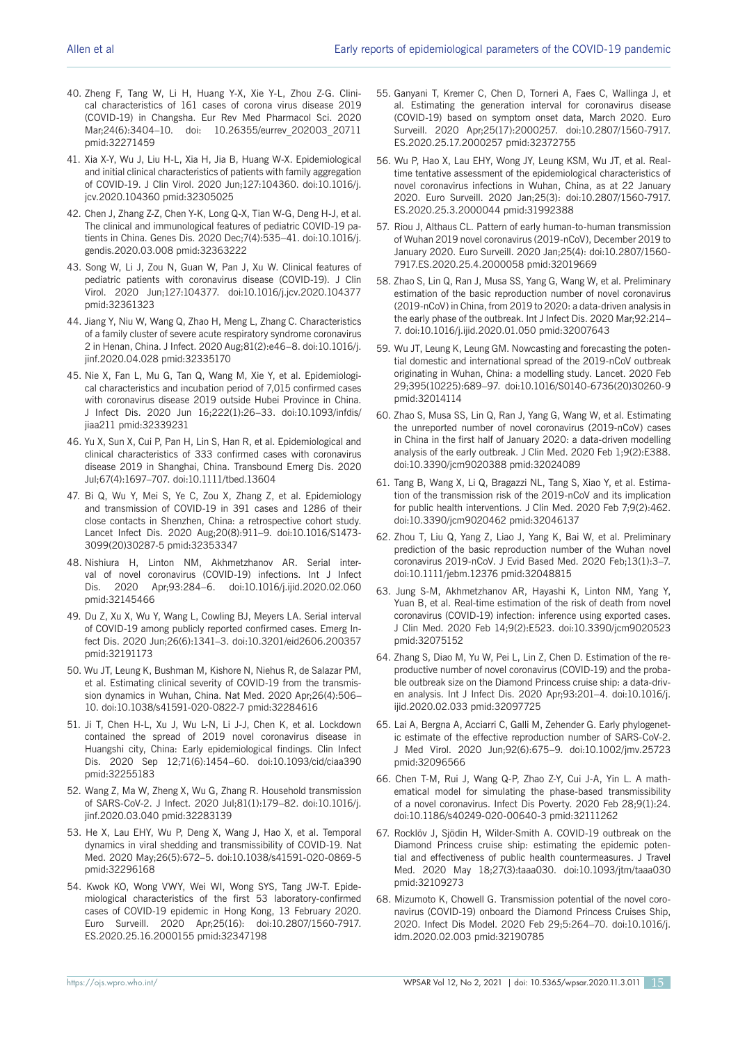40. Zheng F, Tang W, Li H, Huang Y-X, Xie Y-L, Zhou Z-G. Clinical characteristics of 161 cases of corona virus disease 2019 (COVID-19) in Changsha. Eur Rev Med Pharmacol Sci. 2020 Mar;24(6):3404–10. doi: 10.26355/eurrev_202003_20711 pmid:32271459

41. Xia X-Y, Wu J, Liu H-L, Xia H, Jia B, Huang W-X. Epidemiological and initial clinical characteristics of patients with family aggregation of COVID-19. J Clin Virol. 2020 Jun;127:104360. doi:10.1016/j.jcv.2020.104360 pmid:32305025

42. Chen J, Zhang Z-Z, Chen Y-K, Long Q-X, Tian W-G, Deng H-J, et al. The clinical and immunological features of pediatric COVID-19 patients in China. Genes Dis. 2020 Dec;7(4):535–41. doi:10.1016/j.gendis.2020.03.008 pmid:32363222

43. Song W, Li J, Zou N, Guan W, Pan J, Xu W. Clinical features of pediatric patients with coronavirus disease (COVID-19). J Clin Virol. 2020 Jun;127:104377. doi:10.1016/j.jcv.2020.104377 pmid:32361323

44. Jiang Y, Niu W, Wang Q, Zhao H, Meng L, Zhang C. Characteristics of a family cluster of severe acute respiratory syndrome coronavirus 2 in Henan, China. J Infect. 2020 Aug;81(2):e46–8. doi:10.1016/j.jinf.2020.04.028 pmid:32335170

45. Nie X, Fan L, Mu G, Tan Q, Wang M, Xie Y, et al. Epidemiological characteristics and incubation period of 7,015 confirmed cases with coronavirus disease 2019 outside Hubei Province in China. J Infect Dis. 2020 Jun 16;222(1):26–33. doi:10.1093/infdis/jiaa211 pmid:32339231

46. Yu X, Sun X, Cui P, Pan H, Lin S, Han R, et al. Epidemiological and clinical characteristics of 333 confirmed cases with coronavirus disease 2019 in Shanghai, China. Transbound Emerg Dis. 2020 Jul;67(4):1697–707. doi:10.1111/tbed.13604

47. Bi Q, Wu Y, Mei S, Ye C, Zou X, Zhang Z, et al. Epidemiology and transmission of COVID-19 in 391 cases and 1286 of their close contacts in Shenzhen, China: a retrospective cohort study. Lancet Infect Dis. 2020 Aug;20(8):911–9. doi:10.1016/S1473-3099(20)30287-5 pmid:32353347

48. Nishiura H, Linton NM, Akhmetzhanov AR. Serial interval of novel coronavirus (COVID-19) infections. Int J Infect Dis. 2020 Apr;93:284–6. doi:10.1016/j.ijid.2020.02.060 pmid:32145466

49. Du Z, Xu X, Wu Y, Wang L, Cowling BJ, Meyers LA. Serial interval of COVID-19 among publicly reported confirmed cases. Emerg Infect Dis. 2020 Jun;26(6):1341–3. doi:10.3201/eid2606.200357 pmid:32191173

50. Wu JT, Leung K, Bushman M, Kishore N, Niehus R, de Salazar PM, et al. Estimating clinical severity of COVID-19 from the transmission dynamics in Wuhan, China. Nat Med. 2020 Apr;26(4):506–10. doi:10.1038/s41591-020-0822-7 pmid:32284616

51. Ji T, Chen H-L, Xu J, Wu L-N, Li J-J, Chen K, et al. Lockdown contained the spread of 2019 novel coronavirus disease in Huangshi city, China: Early epidemiological findings. Clin Infect Dis. 2020 Sep 12;71(6):1454–60. doi:10.1093/cid/ciaa390 pmid:32255183

52. Wang Z, Ma W, Zheng X, Wu G, Zhang R. Household transmission of SARS-CoV-2. J Infect. 2020 Jul;81(1):179–82. doi:10.1016/j.jinf.2020.03.040 pmid:32283139

53. He X, Lau EHY, Wu P, Deng X, Wang J, Hao X, et al. Temporal dynamics in viral shedding and transmissibility of COVID-19. Nat Med. 2020 May;26(5):672–5. doi:10.1038/s41591-020-0869-5 pmid:32296168

54. Kwok KO, Wong VWY, Wei WI, Wong SYS, Tang JW-T. Epidemiological characteristics of the first 53 laboratory-confirmed cases of COVID-19 epidemic in Hong Kong, 13 February 2020. Euro Surveill. 2020 Apr;25(16): doi:10.2807/1560-7917.ES.2020.25.16.2000155 pmid:32347198

55. Ganyani T, Kremer C, Chen D, Torneri A, Faes C, Wallinga J, et al. Estimating the generation interval for coronavirus disease (COVID-19) based on symptom onset data, March 2020. Euro Surveill. 2020 Apr;25(17):2000257. doi:10.2807/1560-7917.ES.2020.25.17.2000257 pmid:32372755

56. Wu P, Hao X, Lau EHY, Wong JY, Leung KSM, Wu JT, et al. Real-time tentative assessment of the epidemiological characteristics of novel coronavirus infections in Wuhan, China, as at 22 January 2020. Euro Surveill. 2020 Jan;25(3): doi:10.2807/1560-7917.ES.2020.25.3.2000044 pmid:31992388

57. Riou J, Althaus CL. Pattern of early human-to-human transmission of Wuhan 2019 novel coronavirus (2019-nCoV), December 2019 to January 2020. Euro Surveill. 2020 Jan;25(4): doi:10.2807/1560-7917.ES.2020.25.4.2000058 pmid:32019669

58. Zhao S, Lin Q, Ran J, Musa SS, Yang G, Wang W, et al. Preliminary estimation of the basic reproduction number of novel coronavirus (2019-nCoV) in China, from 2019 to 2020: a data-driven analysis in the early phase of the outbreak. Int J Infect Dis. 2020 Mar;92:214–7. doi:10.1016/j.ijid.2020.01.050 pmid:32007643

59. Wu JT, Leung K, Leung GM. Nowcasting and forecasting the potential domestic and international spread of the 2019-nCoV outbreak originating in Wuhan, China: a modelling study. Lancet. 2020 Feb 29;395(10225):689–97. doi:10.1016/S0140-6736(20)30260-9 pmid:32014114

60. Zhao S, Musa SS, Lin Q, Ran J, Yang G, Wang W, et al. Estimating the unreported number of novel coronavirus (2019-nCoV) cases in China in the first half of January 2020: a data-driven modelling analysis of the early outbreak. J Clin Med. 2020 Feb 1;9(2):E388. doi:10.3390/jcm9020388 pmid:32024089

61. Tang B, Wang X, Li Q, Bragazzi NL, Tang S, Xiao Y, et al. Estimation of the transmission risk of the 2019-nCoV and its implication for public health interventions. J Clin Med. 2020 Feb 7;9(2):462. doi:10.3390/jcm9020462 pmid:32046137

62. Zhou T, Liu Q, Yang Z, Liao J, Yang K, Bai W, et al. Preliminary prediction of the basic reproduction number of the Wuhan novel coronavirus 2019-nCoV. J Evid Based Med. 2020 Feb;13(1):3–7. doi:10.1111/jebm.12376 pmid:32048815

63. Jung S-M, Akhmetzhanov AR, Hayashi K, Linton NM, Yang Y, Yuan B, et al. Real-time estimation of the risk of death from novel coronavirus (COVID-19) infection: inference using exported cases. J Clin Med. 2020 Feb 14;9(2):E523. doi:10.3390/jcm9020523 pmid:32075152

64. Zhang S, Diao M, Yu W, Pei L, Lin Z, Chen D. Estimation of the reproductive number of novel coronavirus (COVID-19) and the probable outbreak size on the Diamond Princess cruise ship: a data-driven analysis. Int J Infect Dis. 2020 Apr;93:201–4. doi:10.1016/j.ijid.2020.02.033 pmid:32097725

65. Lai A, Bergna A, Acciarri C, Galli M, Zehender G. Early phylogenetic estimate of the effective reproduction number of SARS-CoV-2. J Med Virol. 2020 Jun;92(6):675–9. doi:10.1002/jmv.25723 pmid:32096566

66. Chen T-M, Rui J, Wang Q-P, Zhao Z-Y, Cui J-A, Yin L. A mathematical model for simulating the phase-based transmissibility of a novel coronavirus. Infect Dis Poverty. 2020 Feb 28;9(1):24. doi:10.1186/s40249-020-00640-3 pmid:32111262

67. Rocklöv J, Sjödin H, Wilder-Smith A. COVID-19 outbreak on the Diamond Princess cruise ship: estimating the epidemic potential and effectiveness of public health countermeasures. J Travel Med. 2020 May 18;27(3):taaa030. doi:10.1093/jtm/taaa030 pmid:32109273

68. Mizumoto K, Chowell G. Transmission potential of the novel coronavirus (COVID-19) onboard the Diamond Princess Cruises Ship, 2020. Infect Dis Model. 2020 Feb 29;5:264–70. doi:10.1016/j.idm.2020.02.003 pmid:32190785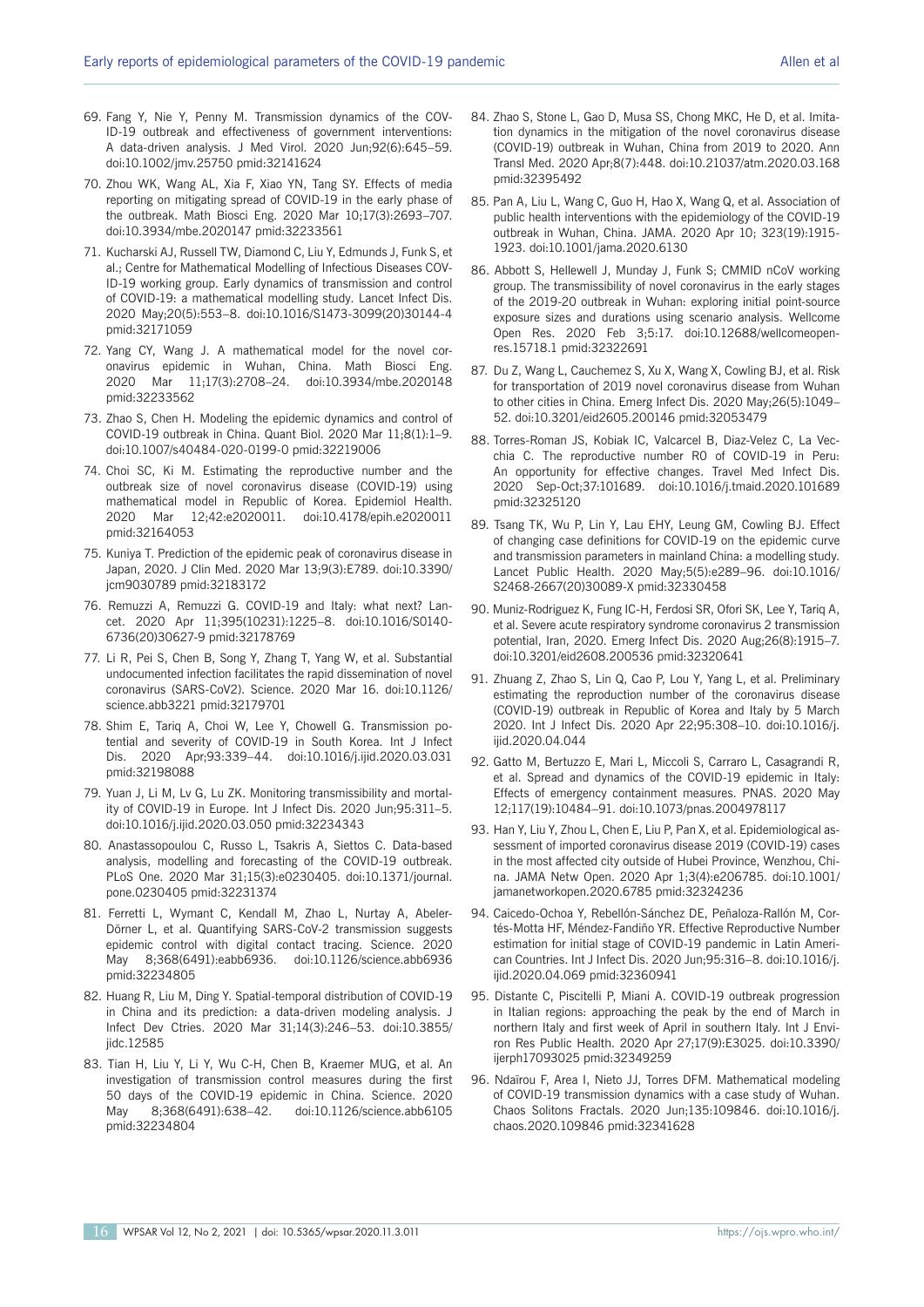69. Fang Y, Nie Y, Penny M. Transmission dynamics of the COVID-19 outbreak and effectiveness of government interventions: A data-driven analysis. J Med Virol. 2020 Jun;92(6):645–59. doi:10.1002/jmv.25750 pmid:32141624

70. Zhou WK, Wang AL, Xia F, Xiao YN, Tang SY. Effects of media reporting on mitigating spread of COVID-19 in the early phase of the outbreak. Math Biosci Eng. 2020 Mar 10;17(3):2693–707. doi:10.3934/mbe.2020147 pmid:32233561

71. Kucharski AJ, Russell TW, Diamond C, Liu Y, Edmunds J, Funk S, et al.; Centre for Mathematical Modelling of Infectious Diseases COVID-19 working group. Early dynamics of transmission and control of COVID-19: a mathematical modelling study. Lancet Infect Dis. 2020 May;20(5):553–8. doi:10.1016/S1473-3099(20)30144-4 pmid:32171059

72. Yang CY, Wang J. A mathematical model for the novel coronavirus epidemic in Wuhan, China. Math Biosci Eng. 2020 Mar 11;17(3):2708–24. doi:10.3934/mbe.2020148 pmid:32233562

73. Zhao S, Chen H. Modeling the epidemic dynamics and control of COVID-19 outbreak in China. Quant Biol. 2020 Mar 11;8(1):1–9. doi:10.1007/s40484-020-0199-0 pmid:32219006

74. Choi SC, Ki M. Estimating the reproductive number and the outbreak size of novel coronavirus disease (COVID-19) using mathematical model in Republic of Korea. Epidemiol Health. 2020 Mar 12;42:e2020011. doi:10.4178/epih.e2020011 pmid:32164053

75. Kuniya T. Prediction of the epidemic peak of coronavirus disease in Japan, 2020. J Clin Med. 2020 Mar 13;9(3):E789. doi:10.3390/jcm9030789 pmid:32183172

76. Remuzzi A, Remuzzi G. COVID-19 and Italy: what next? Lancet. 2020 Apr 11;395(10231):1225–8. doi:10.1016/S0140-6736(20)30627-9 pmid:32178769

77. Li R, Pei S, Chen B, Song Y, Zhang T, Yang W, et al. Substantial undocumented infection facilitates the rapid dissemination of novel coronavirus (SARS-CoV2). Science. 2020 Mar 16. doi:10.1126/science.abb3221 pmid:32179701

78. Shim E, Tariq A, Choi W, Lee Y, Chowell G. Transmission potential and severity of COVID-19 in South Korea. Int J Infect Dis. 2020 Apr;93:339–44. doi:10.1016/j.ijid.2020.03.031 pmid:32198088

79. Yuan J, Li M, Lv G, Lu ZK. Monitoring transmissibility and mortality of COVID-19 in Europe. Int J Infect Dis. 2020 Jun;95:311–5. doi:10.1016/j.ijid.2020.03.050 pmid:32234343

80. Anastassopoulou C, Russo L, Tsakris A, Siettos C. Data-based analysis, modelling and forecasting of the COVID-19 outbreak. PLoS One. 2020 Mar 31;15(3):e0230405. doi:10.1371/journal.pone.0230405 pmid:32231374

81. Ferretti L, Wymant C, Kendall M, Zhao L, Nurtay A, Abeler-Dörner L, et al. Quantifying SARS-CoV-2 transmission suggests epidemic control with digital contact tracing. Science. 2020 May 8;368(6491):eabb6936. doi:10.1126/science.abb6936 pmid:32234805

82. Huang R, Liu M, Ding Y. Spatial-temporal distribution of COVID-19 in China and its prediction: a data-driven modeling analysis. J Infect Dev Ctries. 2020 Mar 31;14(3):246–53. doi:10.3855/jidc.12585

83. Tian H, Liu Y, Li Y, Wu C-H, Chen B, Kraemer MUG, et al. An investigation of transmission control measures during the first 50 days of the COVID-19 epidemic in China. Science. 2020 May 8;368(6491):638–42. doi:10.1126/science.abb6105 pmid:32234804

84. Zhao S, Stone L, Gao D, Musa SS, Chong MKC, He D, et al. Imitation dynamics in the mitigation of the novel coronavirus disease (COVID-19) outbreak in Wuhan, China from 2019 to 2020. Ann Transl Med. 2020 Apr;8(7):448. doi:10.21037/atm.2020.03.168 pmid:32395492

85. Pan A, Liu L, Wang C, Guo H, Hao X, Wang Q, et al. Association of public health interventions with the epidemiology of the COVID-19 outbreak in Wuhan, China. JAMA. 2020 Apr 10; 323(19):1915-1923. doi:10.1001/jama.2020.6130

86. Abbott S, Hellewell J, Munday J, Funk S; CMMID nCoV working group. The transmissibility of novel coronavirus in the early stages of the 2019-20 outbreak in Wuhan: exploring initial point-source exposure sizes and durations using scenario analysis. Wellcome Open Res. 2020 Feb 3;5:17. doi:10.12688/wellcomeopenres.15718.1 pmid:32322691

87. Du Z, Wang L, Cauchemez S, Xu X, Wang X, Cowling BJ, et al. Risk for transportation of 2019 novel coronavirus disease from Wuhan to other cities in China. Emerg Infect Dis. 2020 May;26(5):1049–52. doi:10.3201/eid2605.200146 pmid:32053479

88. Torres-Roman JS, Kobiak IC, Valcarcel B, Diaz-Velez C, La Vecchia C. The reproductive number R0 of COVID-19 in Peru: An opportunity for effective changes. Travel Med Infect Dis. 2020 Sep-Oct;37:101689. doi:10.1016/j.tmaid.2020.101689 pmid:32325120

89. Tsang TK, Wu P, Lin Y, Lau EHY, Leung GM, Cowling BJ. Effect of changing case definitions for COVID-19 on the epidemic curve and transmission parameters in mainland China: a modelling study. Lancet Public Health. 2020 May;5(5):e289–96. doi:10.1016/S2468-2667(20)30089-X pmid:32330458

90. Muniz-Rodriguez K, Fung IC-H, Ferdosi SR, Ofori SK, Lee Y, Tariq A, et al. Severe acute respiratory syndrome coronavirus 2 transmission potential, Iran, 2020. Emerg Infect Dis. 2020 Aug;26(8):1915–7. doi:10.3201/eid2608.200536 pmid:32320641

91. Zhuang Z, Zhao S, Lin Q, Cao P, Lou Y, Yang L, et al. Preliminary estimating the reproduction number of the coronavirus disease (COVID-19) outbreak in Republic of Korea and Italy by 5 March 2020. Int J Infect Dis. 2020 Apr 22;95:308–10. doi:10.1016/j.ijid.2020.04.044

92. Gatto M, Bertuzzo E, Mari L, Miccoli S, Carraro L, Casagrandi R, et al. Spread and dynamics of the COVID-19 epidemic in Italy: Effects of emergency containment measures. PNAS. 2020 May 12;117(19):10484–91. doi:10.1073/pnas.2004978117

93. Han Y, Liu Y, Zhou L, Chen E, Liu P, Pan X, et al. Epidemiological assessment of imported coronavirus disease 2019 (COVID-19) cases in the most affected city outside of Hubei Province, Wenzhou, China. JAMA Netw Open. 2020 Apr 1;3(4):e206785. doi:10.1001/jamanetworkopen.2020.6785 pmid:32324236

94. Caicedo-Ochoa Y, Rebellón-Sánchez DE, Peñaloza-Rallón M, Cortés-Motta HF, Méndez-Fandiño YR. Effective Reproductive Number estimation for initial stage of COVID-19 pandemic in Latin American Countries. Int J Infect Dis. 2020 Jun;95:316–8. doi:10.1016/j.ijid.2020.04.069 pmid:32360941

95. Distante C, Piscitelli P, Miani A. COVID-19 outbreak progression in Italian regions: approaching the peak by the end of March in northern Italy and first week of April in southern Italy. Int J Environ Res Public Health. 2020 Apr 27;17(9):E3025. doi:10.3390/ijerph17093025 pmid:32349259

96. Ndaïrou F, Area I, Nieto JJ, Torres DFM. Mathematical modeling of COVID-19 transmission dynamics with a case study of Wuhan. Chaos Solitons Fractals. 2020 Jun;135:109846. doi:10.1016/j.chaos.2020.109846 pmid:32341628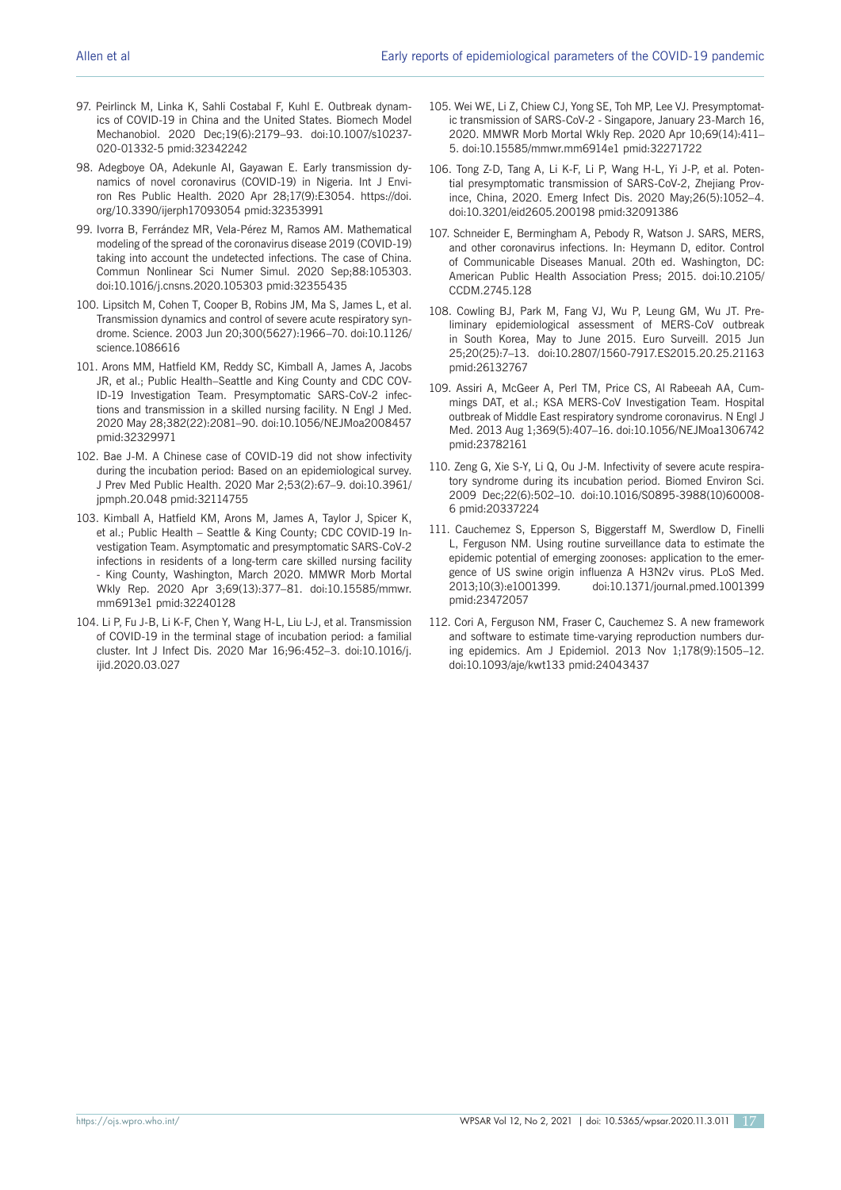97. Peirlinck M, Linka K, Sahli Costabal F, Kuhl E. Outbreak dynamics of COVID-19 in China and the United States. Biomech Model Mechanobiol. 2020 Dec;19(6):2179–93. doi:10.1007/s10237-020-01332-5 pmid:32342242

98. Adegboye OA, Adekunle AI, Gayawan E. Early transmission dynamics of novel coronavirus (COVID-19) in Nigeria. Int J Environ Res Public Health. 2020 Apr 28;17(9):E3054. https://doi.org/10.3390/ijerph17093054 pmid:32353991

99. Ivorra B, Ferrández MR, Vela-Pérez M, Ramos AM. Mathematical modeling of the spread of the coronavirus disease 2019 (COVID-19) taking into account the undetected infections. The case of China. Commun Nonlinear Sci Numer Simul. 2020 Sep;88:105303. doi:10.1016/j.cnsns.2020.105303 pmid:32355435

100. Lipsitch M, Cohen T, Cooper B, Robins JM, Ma S, James L, et al. Transmission dynamics and control of severe acute respiratory syndrome. Science. 2003 Jun 20;300(5627):1966–70. doi:10.1126/science.1086616

101. Arons MM, Hatfield KM, Reddy SC, Kimball A, James A, Jacobs JR, et al.; Public Health–Seattle and King County and CDC COVID-19 Investigation Team. Presymptomatic SARS-CoV-2 infections and transmission in a skilled nursing facility. N Engl J Med. 2020 May 28;382(22):2081–90. doi:10.1056/NEJMoa2008457 pmid:32329971

102. Bae J-M. A Chinese case of COVID-19 did not show infectivity during the incubation period: Based on an epidemiological survey. J Prev Med Public Health. 2020 Mar 2;53(2):67–9. doi:10.3961/jpmph.20.048 pmid:32114755

103. Kimball A, Hatfield KM, Arons M, James A, Taylor J, Spicer K, et al.; Public Health – Seattle & King County; CDC COVID-19 Investigation Team. Asymptomatic and presymptomatic SARS-CoV-2 infections in residents of a long-term care skilled nursing facility - King County, Washington, March 2020. MMWR Morb Mortal Wkly Rep. 2020 Apr 3;69(13):377–81. doi:10.15585/mmwr.mm6913e1 pmid:32240128

104. Li P, Fu J-B, Li K-F, Chen Y, Wang H-L, Liu L-J, et al. Transmission of COVID-19 in the terminal stage of incubation period: a familial cluster. Int J Infect Dis. 2020 Mar 16;96:452–3. doi:10.1016/j.ijid.2020.03.027

105. Wei WE, Li Z, Chiew CJ, Yong SE, Toh MP, Lee VJ. Presymptomatic transmission of SARS-CoV-2 - Singapore, January 23-March 16, 2020. MMWR Morb Mortal Wkly Rep. 2020 Apr 10;69(14):411–5. doi:10.15585/mmwr.mm6914e1 pmid:32271722

106. Tong Z-D, Tang A, Li K-F, Li P, Wang H-L, Yi J-P, et al. Potential presymptomatic transmission of SARS-CoV-2, Zhejiang Province, China, 2020. Emerg Infect Dis. 2020 May;26(5):1052–4. doi:10.3201/eid2605.200198 pmid:32091386

107. Schneider E, Bermingham A, Pebody R, Watson J. SARS, MERS, and other coronavirus infections. In: Heymann D, editor. Control of Communicable Diseases Manual. 20th ed. Washington, DC: American Public Health Association Press; 2015. doi:10.2105/CCDM.2745.128

108. Cowling BJ, Park M, Fang VJ, Wu P, Leung GM, Wu JT. Preliminary epidemiological assessment of MERS-CoV outbreak in South Korea, May to June 2015. Euro Surveill. 2015 Jun 25;20(25):7–13. doi:10.2807/1560-7917.ES2015.20.25.21163 pmid:26132767

109. Assiri A, McGeer A, Perl TM, Price CS, Al Rabeeah AA, Cummings DAT, et al.; KSA MERS-CoV Investigation Team. Hospital outbreak of Middle East respiratory syndrome coronavirus. N Engl J Med. 2013 Aug 1;369(5):407–16. doi:10.1056/NEJMoa1306742 pmid:23782161

110. Zeng G, Xie S-Y, Li Q, Ou J-M. Infectivity of severe acute respiratory syndrome during its incubation period. Biomed Environ Sci. 2009 Dec;22(6):502–10. doi:10.1016/S0895-3988(10)60008-6 pmid:20337224

111. Cauchemez S, Epperson S, Biggerstaff M, Swerdlow D, Finelli L, Ferguson NM. Using routine surveillance data to estimate the epidemic potential of emerging zoonoses: application to the emergence of US swine origin influenza A H3N2v virus. PLoS Med. 2013;10(3):e1001399. doi:10.1371/journal.pmed.1001399 pmid:23472057

112. Cori A, Ferguson NM, Fraser C, Cauchemez S. A new framework and software to estimate time-varying reproduction numbers during epidemics. Am J Epidemiol. 2013 Nov 1;178(9):1505–12. doi:10.1093/aje/kwt133 pmid:24043437